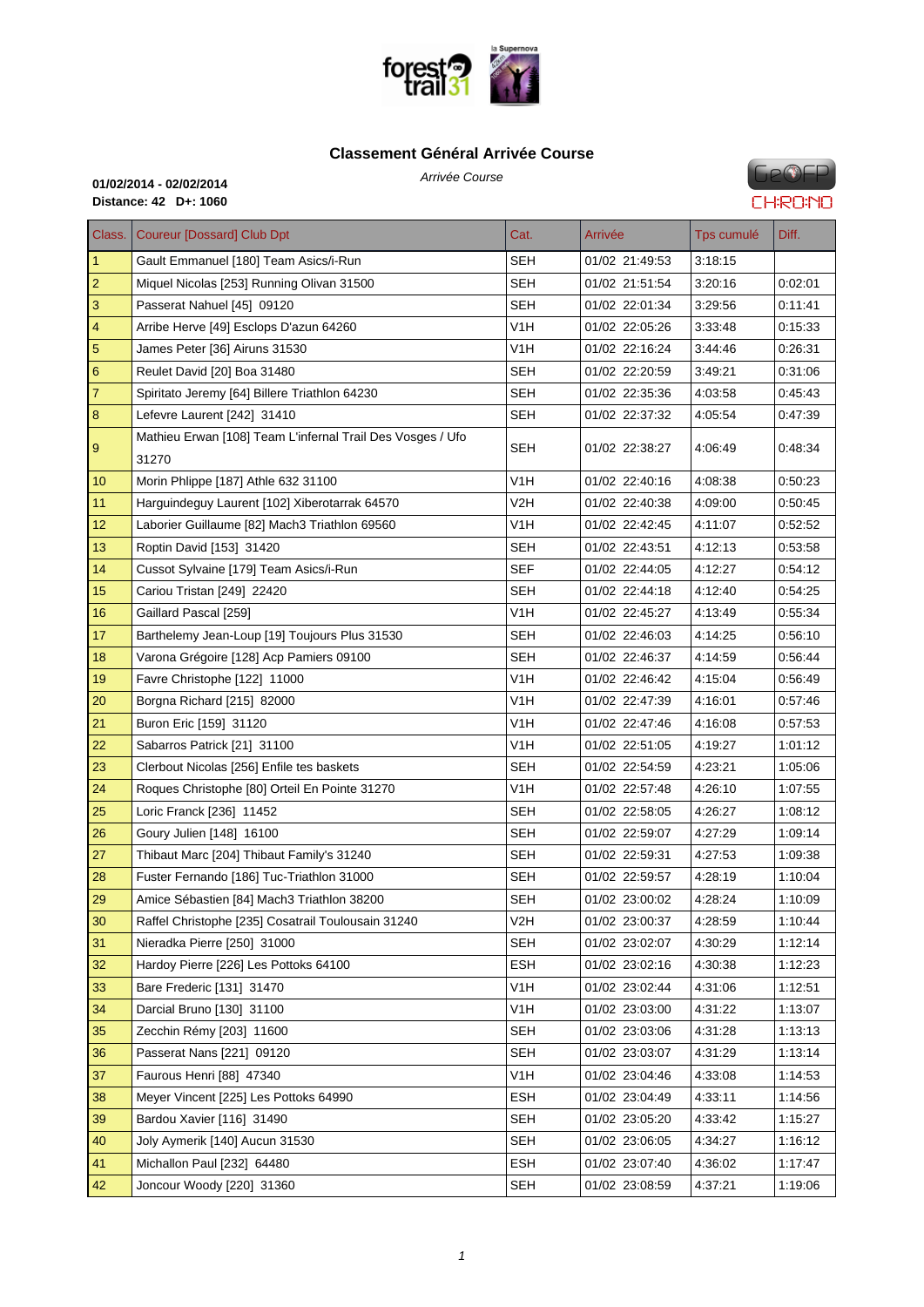## Classement Général Arrivée Course

*Arrivée Course*

**01/02/2014 - 02/02/2014**
**Distance: 42 D+: 1060**

| Class. | Coureur [Dossard] Club Dpt | Cat. | Arrivée | Tps cumulé | Diff. |
|---|---|---|---|---|---|
| 1 | Gault Emmanuel [180] Team Asics/i-Run | SEH | 01/02 21:49:53 | 3:18:15 | |
| 2 | Miquel Nicolas [253] Running Olivan 31500 | SEH | 01/02 21:51:54 | 3:20:16 | 0:02:01 |
| 3 | Passerat Nahuel [45] 09120 | SEH | 01/02 22:01:34 | 3:29:56 | 0:11:41 |
| 4 | Arribe Herve [49] Esclops D'azun 64260 | V1H | 01/02 22:05:26 | 3:33:48 | 0:15:33 |
| 5 | James Peter [36] Airuns 31530 | V1H | 01/02 22:16:24 | 3:44:46 | 0:26:31 |
| 6 | Reulet David [20] Boa 31480 | SEH | 01/02 22:20:59 | 3:49:21 | 0:31:06 |
| 7 | Spiritato Jeremy [64] Billere Triathlon 64230 | SEH | 01/02 22:35:36 | 4:03:58 | 0:45:43 |
| 8 | Lefevre Laurent [242] 31410 | SEH | 01/02 22:37:32 | 4:05:54 | 0:47:39 |
| 9 | Mathieu Erwan [108] Team L'infernal Trail Des Vosges / Ufo 31270 | SEH | 01/02 22:38:27 | 4:06:49 | 0:48:34 |
| 10 | Morin Phlippe [187] Athle 632 31100 | V1H | 01/02 22:40:16 | 4:08:38 | 0:50:23 |
| 11 | Harguindeguy Laurent [102] Xiberotarrak 64570 | V2H | 01/02 22:40:38 | 4:09:00 | 0:50:45 |
| 12 | Laborier Guillaume [82] Mach3 Triathlon 69560 | V1H | 01/02 22:42:45 | 4:11:07 | 0:52:52 |
| 13 | Roptin David [153] 31420 | SEH | 01/02 22:43:51 | 4:12:13 | 0:53:58 |
| 14 | Cussot Sylvaine [179] Team Asics/i-Run | SEF | 01/02 22:44:05 | 4:12:27 | 0:54:12 |
| 15 | Cariou Tristan [249] 22420 | SEH | 01/02 22:44:18 | 4:12:40 | 0:54:25 |
| 16 | Gaillard Pascal [259] | V1H | 01/02 22:45:27 | 4:13:49 | 0:55:34 |
| 17 | Barthelemy Jean-Loup [19] Toujours Plus 31530 | SEH | 01/02 22:46:03 | 4:14:25 | 0:56:10 |
| 18 | Varona Grégoire [128] Acp Pamiers 09100 | SEH | 01/02 22:46:37 | 4:14:59 | 0:56:44 |
| 19 | Favre Christophe [122] 11000 | V1H | 01/02 22:46:42 | 4:15:04 | 0:56:49 |
| 20 | Borgna Richard [215] 82000 | V1H | 01/02 22:47:39 | 4:16:01 | 0:57:46 |
| 21 | Buron Eric [159] 31120 | V1H | 01/02 22:47:46 | 4:16:08 | 0:57:53 |
| 22 | Sabarros Patrick [21] 31100 | V1H | 01/02 22:51:05 | 4:19:27 | 1:01:12 |
| 23 | Clerbout Nicolas [256] Enfile tes baskets | SEH | 01/02 22:54:59 | 4:23:21 | 1:05:06 |
| 24 | Roques Christophe [80] Orteil En Pointe 31270 | V1H | 01/02 22:57:48 | 4:26:10 | 1:07:55 |
| 25 | Loric Franck [236] 11452 | SEH | 01/02 22:58:05 | 4:26:27 | 1:08:12 |
| 26 | Goury Julien [148] 16100 | SEH | 01/02 22:59:07 | 4:27:29 | 1:09:14 |
| 27 | Thibaut Marc [204] Thibaut Family's 31240 | SEH | 01/02 22:59:31 | 4:27:53 | 1:09:38 |
| 28 | Fuster Fernando [186] Tuc-Triathlon 31000 | SEH | 01/02 22:59:57 | 4:28:19 | 1:10:04 |
| 29 | Amice Sébastien [84] Mach3 Triathlon 38200 | SEH | 01/02 23:00:02 | 4:28:24 | 1:10:09 |
| 30 | Raffel Christophe [235] Cosatrail Toulousain 31240 | V2H | 01/02 23:00:37 | 4:28:59 | 1:10:44 |
| 31 | Nieradka Pierre [250] 31000 | SEH | 01/02 23:02:07 | 4:30:29 | 1:12:14 |
| 32 | Hardoy Pierre [226] Les Pottoks 64100 | ESH | 01/02 23:02:16 | 4:30:38 | 1:12:23 |
| 33 | Bare Frederic [131] 31470 | V1H | 01/02 23:02:44 | 4:31:06 | 1:12:51 |
| 34 | Darcial Bruno [130] 31100 | V1H | 01/02 23:03:00 | 4:31:22 | 1:13:07 |
| 35 | Zecchin Rémy [203] 11600 | SEH | 01/02 23:03:06 | 4:31:28 | 1:13:13 |
| 36 | Passerat Nans [221] 09120 | SEH | 01/02 23:03:07 | 4:31:29 | 1:13:14 |
| 37 | Faurous Henri [88] 47340 | V1H | 01/02 23:04:46 | 4:33:08 | 1:14:53 |
| 38 | Meyer Vincent [225] Les Pottoks 64990 | ESH | 01/02 23:04:49 | 4:33:11 | 1:14:56 |
| 39 | Bardou Xavier [116] 31490 | SEH | 01/02 23:05:20 | 4:33:42 | 1:15:27 |
| 40 | Joly Aymerik [140] Aucun 31530 | SEH | 01/02 23:06:05 | 4:34:27 | 1:16:12 |
| 41 | Michallon Paul [232] 64480 | ESH | 01/02 23:07:40 | 4:36:02 | 1:17:47 |
| 42 | Joncour Woody [220] 31360 | SEH | 01/02 23:08:59 | 4:37:21 | 1:19:06 |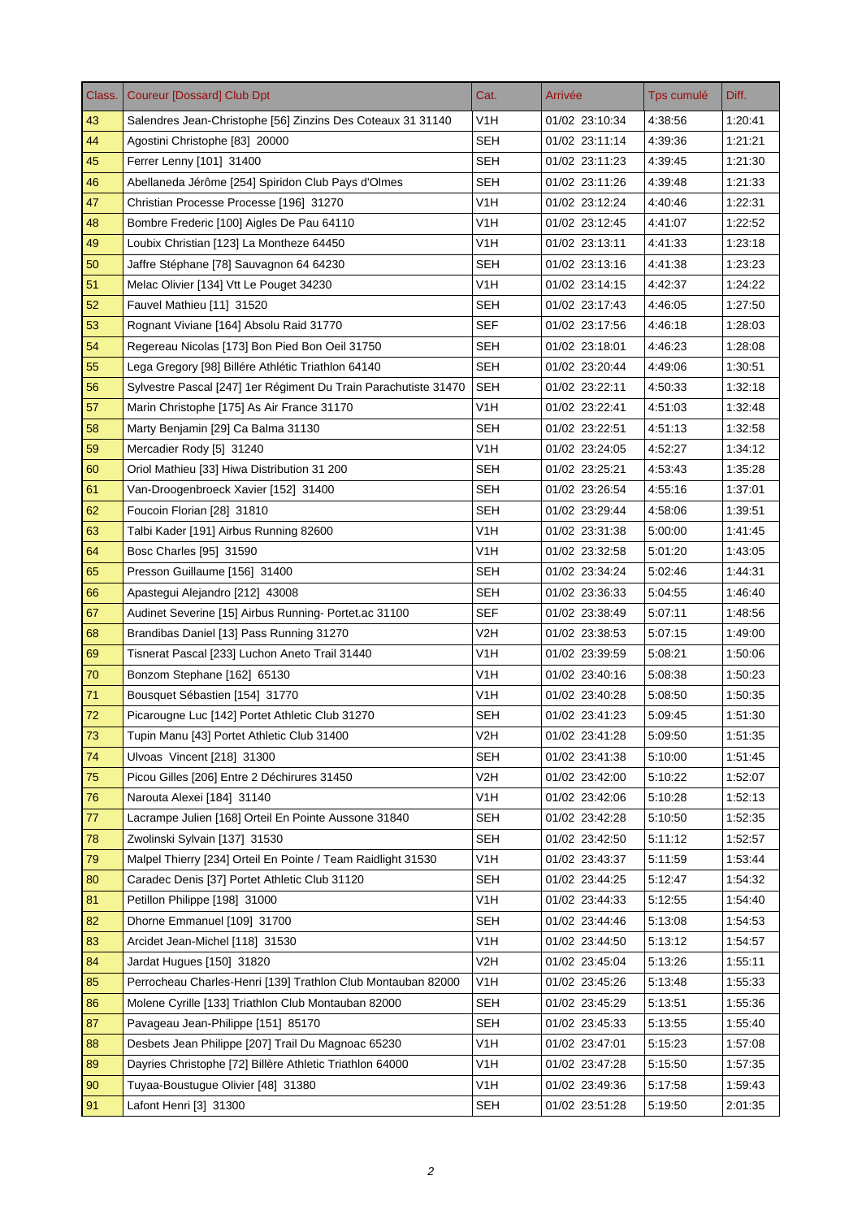| Class. | Coureur [Dossard] Club Dpt | Cat. | Arrivée | Tps cumulé | Diff. |
|---|---|---|---|---|---|
| 43 | Salendres Jean-Christophe [56] Zinzins Des Coteaux 31 31140 | V1H | 01/02 23:10:34 | 4:38:56 | 1:20:41 |
| 44 | Agostini Christophe [83] 20000 | SEH | 01/02 23:11:14 | 4:39:36 | 1:21:21 |
| 45 | Ferrer Lenny [101] 31400 | SEH | 01/02 23:11:23 | 4:39:45 | 1:21:30 |
| 46 | Abellaneda Jérôme [254] Spiridon Club Pays d'Olmes | SEH | 01/02 23:11:26 | 4:39:48 | 1:21:33 |
| 47 | Christian Processe Processe [196] 31270 | V1H | 01/02 23:12:24 | 4:40:46 | 1:22:31 |
| 48 | Bombre Frederic [100] Aigles De Pau 64110 | V1H | 01/02 23:12:45 | 4:41:07 | 1:22:52 |
| 49 | Loubix Christian [123] La Montheze 64450 | V1H | 01/02 23:13:11 | 4:41:33 | 1:23:18 |
| 50 | Jaffre Stéphane [78] Sauvagnon 64 64230 | SEH | 01/02 23:13:16 | 4:41:38 | 1:23:23 |
| 51 | Melac Olivier [134] Vtt Le Pouget 34230 | V1H | 01/02 23:14:15 | 4:42:37 | 1:24:22 |
| 52 | Fauvel Mathieu [11] 31520 | SEH | 01/02 23:17:43 | 4:46:05 | 1:27:50 |
| 53 | Rognant Viviane [164] Absolu Raid 31770 | SEF | 01/02 23:17:56 | 4:46:18 | 1:28:03 |
| 54 | Regereau Nicolas [173] Bon Pied Bon Oeil 31750 | SEH | 01/02 23:18:01 | 4:46:23 | 1:28:08 |
| 55 | Lega Gregory [98] Billére Athlétic Triathlon 64140 | SEH | 01/02 23:20:44 | 4:49:06 | 1:30:51 |
| 56 | Sylvestre Pascal [247] 1er Régiment Du Train Parachutiste 31470 | SEH | 01/02 23:22:11 | 4:50:33 | 1:32:18 |
| 57 | Marin Christophe [175] As Air France 31170 | V1H | 01/02 23:22:41 | 4:51:03 | 1:32:48 |
| 58 | Marty Benjamin [29] Ca Balma 31130 | SEH | 01/02 23:22:51 | 4:51:13 | 1:32:58 |
| 59 | Mercadier Rody [5] 31240 | V1H | 01/02 23:24:05 | 4:52:27 | 1:34:12 |
| 60 | Oriol Mathieu [33] Hiwa Distribution 31 200 | SEH | 01/02 23:25:21 | 4:53:43 | 1:35:28 |
| 61 | Van-Droogenbroeck Xavier [152] 31400 | SEH | 01/02 23:26:54 | 4:55:16 | 1:37:01 |
| 62 | Foucoin Florian [28] 31810 | SEH | 01/02 23:29:44 | 4:58:06 | 1:39:51 |
| 63 | Talbi Kader [191] Airbus Running 82600 | V1H | 01/02 23:31:38 | 5:00:00 | 1:41:45 |
| 64 | Bosc Charles [95] 31590 | V1H | 01/02 23:32:58 | 5:01:20 | 1:43:05 |
| 65 | Presson Guillaume [156] 31400 | SEH | 01/02 23:34:24 | 5:02:46 | 1:44:31 |
| 66 | Apastegui Alejandro [212] 43008 | SEH | 01/02 23:36:33 | 5:04:55 | 1:46:40 |
| 67 | Audinet Severine [15] Airbus Running- Portet.ac 31100 | SEF | 01/02 23:38:49 | 5:07:11 | 1:48:56 |
| 68 | Brandibas Daniel [13] Pass Running 31270 | V2H | 01/02 23:38:53 | 5:07:15 | 1:49:00 |
| 69 | Tisnerat Pascal [233] Luchon Aneto Trail 31440 | V1H | 01/02 23:39:59 | 5:08:21 | 1:50:06 |
| 70 | Bonzom Stephane [162] 65130 | V1H | 01/02 23:40:16 | 5:08:38 | 1:50:23 |
| 71 | Bousquet Sébastien [154] 31770 | V1H | 01/02 23:40:28 | 5:08:50 | 1:50:35 |
| 72 | Picarougne Luc [142] Portet Athletic Club 31270 | SEH | 01/02 23:41:23 | 5:09:45 | 1:51:30 |
| 73 | Tupin Manu [43] Portet Athletic Club 31400 | V2H | 01/02 23:41:28 | 5:09:50 | 1:51:35 |
| 74 | Ulvoas Vincent [218] 31300 | SEH | 01/02 23:41:38 | 5:10:00 | 1:51:45 |
| 75 | Picou Gilles [206] Entre 2 Déchirures 31450 | V2H | 01/02 23:42:00 | 5:10:22 | 1:52:07 |
| 76 | Narouta Alexei [184] 31140 | V1H | 01/02 23:42:06 | 5:10:28 | 1:52:13 |
| 77 | Lacrampe Julien [168] Orteil En Pointe Aussone 31840 | SEH | 01/02 23:42:28 | 5:10:50 | 1:52:35 |
| 78 | Zwolinski Sylvain [137] 31530 | SEH | 01/02 23:42:50 | 5:11:12 | 1:52:57 |
| 79 | Malpel Thierry [234] Orteil En Pointe / Team Raidlight 31530 | V1H | 01/02 23:43:37 | 5:11:59 | 1:53:44 |
| 80 | Caradec Denis [37] Portet Athletic Club 31120 | SEH | 01/02 23:44:25 | 5:12:47 | 1:54:32 |
| 81 | Petillon Philippe [198] 31000 | V1H | 01/02 23:44:33 | 5:12:55 | 1:54:40 |
| 82 | Dhorne Emmanuel [109] 31700 | SEH | 01/02 23:44:46 | 5:13:08 | 1:54:53 |
| 83 | Arcidet Jean-Michel [118] 31530 | V1H | 01/02 23:44:50 | 5:13:12 | 1:54:57 |
| 84 | Jardat Hugues [150] 31820 | V2H | 01/02 23:45:04 | 5:13:26 | 1:55:11 |
| 85 | Perrocheau Charles-Henri [139] Trathlon Club Montauban 82000 | V1H | 01/02 23:45:26 | 5:13:48 | 1:55:33 |
| 86 | Molene Cyrille [133] Triathlon Club Montauban 82000 | SEH | 01/02 23:45:29 | 5:13:51 | 1:55:36 |
| 87 | Pavageau Jean-Philippe [151] 85170 | SEH | 01/02 23:45:33 | 5:13:55 | 1:55:40 |
| 88 | Desbets Jean Philippe [207] Trail Du Magnoac 65230 | V1H | 01/02 23:47:01 | 5:15:23 | 1:57:08 |
| 89 | Dayries Christophe [72] Billère Athletic Triathlon 64000 | V1H | 01/02 23:47:28 | 5:15:50 | 1:57:35 |
| 90 | Tuyaa-Boustugue Olivier [48] 31380 | V1H | 01/02 23:49:36 | 5:17:58 | 1:59:43 |
| 91 | Lafont Henri [3] 31300 | SEH | 01/02 23:51:28 | 5:19:50 | 2:01:35 |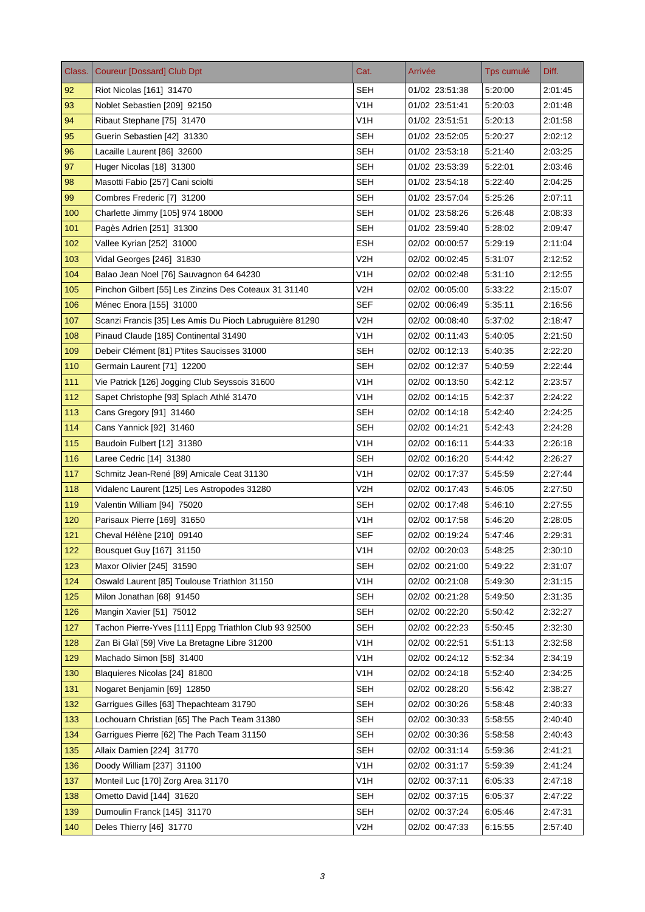| Class. | Coureur [Dossard] Club Dpt | Cat. | Arrivée | Tps cumulé | Diff. |
|---|---|---|---|---|---|
| 92 | Riot Nicolas [161] 31470 | SEH | 01/02 23:51:38 | 5:20:00 | 2:01:45 |
| 93 | Noblet Sebastien [209] 92150 | V1H | 01/02 23:51:41 | 5:20:03 | 2:01:48 |
| 94 | Ribaut Stephane [75] 31470 | V1H | 01/02 23:51:51 | 5:20:13 | 2:01:58 |
| 95 | Guerin Sebastien [42] 31330 | SEH | 01/02 23:52:05 | 5:20:27 | 2:02:12 |
| 96 | Lacaille Laurent [86] 32600 | SEH | 01/02 23:53:18 | 5:21:40 | 2:03:25 |
| 97 | Huger Nicolas [18] 31300 | SEH | 01/02 23:53:39 | 5:22:01 | 2:03:46 |
| 98 | Masotti Fabio [257] Cani sciolti | SEH | 01/02 23:54:18 | 5:22:40 | 2:04:25 |
| 99 | Combres Frederic [7] 31200 | SEH | 01/02 23:57:04 | 5:25:26 | 2:07:11 |
| 100 | Charlette Jimmy [105] 974 18000 | SEH | 01/02 23:58:26 | 5:26:48 | 2:08:33 |
| 101 | Pagès Adrien [251] 31300 | SEH | 01/02 23:59:40 | 5:28:02 | 2:09:47 |
| 102 | Vallee Kyrian [252] 31000 | ESH | 02/02 00:00:57 | 5:29:19 | 2:11:04 |
| 103 | Vidal Georges [246] 31830 | V2H | 02/02 00:02:45 | 5:31:07 | 2:12:52 |
| 104 | Balao Jean Noel [76] Sauvagnon 64 64230 | V1H | 02/02 00:02:48 | 5:31:10 | 2:12:55 |
| 105 | Pinchon Gilbert [55] Les Zinzins Des Coteaux 31 31140 | V2H | 02/02 00:05:00 | 5:33:22 | 2:15:07 |
| 106 | Ménec Enora [155] 31000 | SEF | 02/02 00:06:49 | 5:35:11 | 2:16:56 |
| 107 | Scanzi Francis [35] Les Amis Du Pioch Labruguière 81290 | V2H | 02/02 00:08:40 | 5:37:02 | 2:18:47 |
| 108 | Pinaud Claude [185] Continental 31490 | V1H | 02/02 00:11:43 | 5:40:05 | 2:21:50 |
| 109 | Debeir Clément [81] P'tites Saucisses 31000 | SEH | 02/02 00:12:13 | 5:40:35 | 2:22:20 |
| 110 | Germain Laurent [71] 12200 | SEH | 02/02 00:12:37 | 5:40:59 | 2:22:44 |
| 111 | Vie Patrick [126] Jogging Club Seyssois 31600 | V1H | 02/02 00:13:50 | 5:42:12 | 2:23:57 |
| 112 | Sapet Christophe [93] Splach Athlé 31470 | V1H | 02/02 00:14:15 | 5:42:37 | 2:24:22 |
| 113 | Cans Gregory [91] 31460 | SEH | 02/02 00:14:18 | 5:42:40 | 2:24:25 |
| 114 | Cans Yannick [92] 31460 | SEH | 02/02 00:14:21 | 5:42:43 | 2:24:28 |
| 115 | Baudoin Fulbert [12] 31380 | V1H | 02/02 00:16:11 | 5:44:33 | 2:26:18 |
| 116 | Laree Cedric [14] 31380 | SEH | 02/02 00:16:20 | 5:44:42 | 2:26:27 |
| 117 | Schmitz Jean-René [89] Amicale Ceat 31130 | V1H | 02/02 00:17:37 | 5:45:59 | 2:27:44 |
| 118 | Vidalenc Laurent [125] Les Astropodes 31280 | V2H | 02/02 00:17:43 | 5:46:05 | 2:27:50 |
| 119 | Valentin William [94] 75020 | SEH | 02/02 00:17:48 | 5:46:10 | 2:27:55 |
| 120 | Parisaux Pierre [169] 31650 | V1H | 02/02 00:17:58 | 5:46:20 | 2:28:05 |
| 121 | Cheval Hélène [210] 09140 | SEF | 02/02 00:19:24 | 5:47:46 | 2:29:31 |
| 122 | Bousquet Guy [167] 31150 | V1H | 02/02 00:20:03 | 5:48:25 | 2:30:10 |
| 123 | Maxor Olivier [245] 31590 | SEH | 02/02 00:21:00 | 5:49:22 | 2:31:07 |
| 124 | Oswald Laurent [85] Toulouse Triathlon 31150 | V1H | 02/02 00:21:08 | 5:49:30 | 2:31:15 |
| 125 | Milon Jonathan [68] 91450 | SEH | 02/02 00:21:28 | 5:49:50 | 2:31:35 |
| 126 | Mangin Xavier [51] 75012 | SEH | 02/02 00:22:20 | 5:50:42 | 2:32:27 |
| 127 | Tachon Pierre-Yves [111] Eppg Triathlon Club 93 92500 | SEH | 02/02 00:22:23 | 5:50:45 | 2:32:30 |
| 128 | Zan Bi Glaï [59] Vive La Bretagne Libre 31200 | V1H | 02/02 00:22:51 | 5:51:13 | 2:32:58 |
| 129 | Machado Simon [58] 31400 | V1H | 02/02 00:24:12 | 5:52:34 | 2:34:19 |
| 130 | Blaquieres Nicolas [24] 81800 | V1H | 02/02 00:24:18 | 5:52:40 | 2:34:25 |
| 131 | Nogaret Benjamin [69] 12850 | SEH | 02/02 00:28:20 | 5:56:42 | 2:38:27 |
| 132 | Garrigues Gilles [63] Thepachteam 31790 | SEH | 02/02 00:30:26 | 5:58:48 | 2:40:33 |
| 133 | Lochouarn Christian [65] The Pach Team 31380 | SEH | 02/02 00:30:33 | 5:58:55 | 2:40:40 |
| 134 | Garrigues Pierre [62] The Pach Team 31150 | SEH | 02/02 00:30:36 | 5:58:58 | 2:40:43 |
| 135 | Allaix Damien [224] 31770 | SEH | 02/02 00:31:14 | 5:59:36 | 2:41:21 |
| 136 | Doody William [237] 31100 | V1H | 02/02 00:31:17 | 5:59:39 | 2:41:24 |
| 137 | Monteil Luc [170] Zorg Area 31170 | V1H | 02/02 00:37:11 | 6:05:33 | 2:47:18 |
| 138 | Ometto David [144] 31620 | SEH | 02/02 00:37:15 | 6:05:37 | 2:47:22 |
| 139 | Dumoulin Franck [145] 31170 | SEH | 02/02 00:37:24 | 6:05:46 | 2:47:31 |
| 140 | Deles Thierry [46] 31770 | V2H | 02/02 00:47:33 | 6:15:55 | 2:57:40 |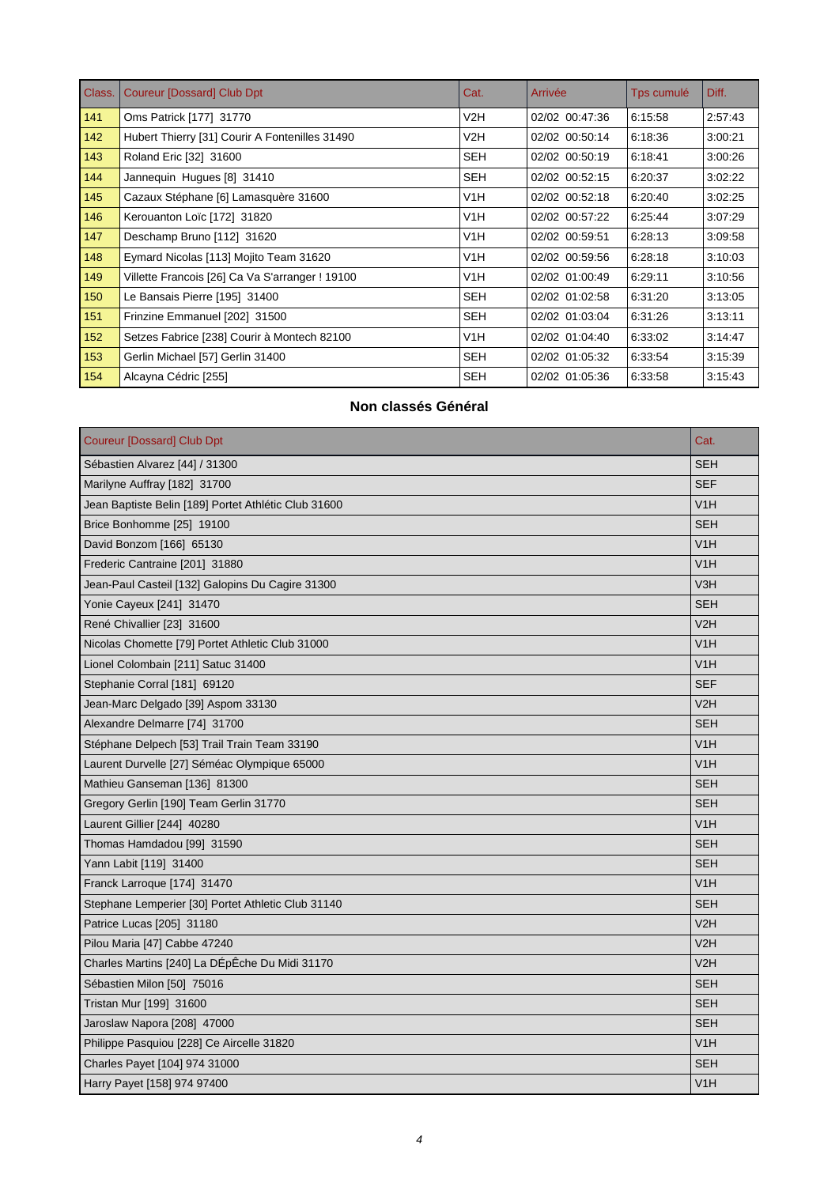| Class. | Coureur [Dossard] Club Dpt | Cat. | Arrivée | Tps cumulé | Diff. |
|---|---|---|---|---|---|
| 141 | Oms Patrick [177] 31770 | V2H | 02/02 00:47:36 | 6:15:58 | 2:57:43 |
| 142 | Hubert Thierry [31] Courir A Fontenilles 31490 | V2H | 02/02 00:50:14 | 6:18:36 | 3:00:21 |
| 143 | Roland Eric [32] 31600 | SEH | 02/02 00:50:19 | 6:18:41 | 3:00:26 |
| 144 | Jannequin Hugues [8] 31410 | SEH | 02/02 00:52:15 | 6:20:37 | 3:02:22 |
| 145 | Cazaux Stéphane [6] Lamasquère 31600 | V1H | 02/02 00:52:18 | 6:20:40 | 3:02:25 |
| 146 | Kerouanton Loïc [172] 31820 | V1H | 02/02 00:57:22 | 6:25:44 | 3:07:29 |
| 147 | Deschamp Bruno [112] 31620 | V1H | 02/02 00:59:51 | 6:28:13 | 3:09:58 |
| 148 | Eymard Nicolas [113] Mojito Team 31620 | V1H | 02/02 00:59:56 | 6:28:18 | 3:10:03 |
| 149 | Villette Francois [26] Ca Va S'arranger ! 19100 | V1H | 02/02 01:00:49 | 6:29:11 | 3:10:56 |
| 150 | Le Bansais Pierre [195] 31400 | SEH | 02/02 01:02:58 | 6:31:20 | 3:13:05 |
| 151 | Frinzine Emmanuel [202] 31500 | SEH | 02/02 01:03:04 | 6:31:26 | 3:13:11 |
| 152 | Setzes Fabrice [238] Courir à Montech 82100 | V1H | 02/02 01:04:40 | 6:33:02 | 3:14:47 |
| 153 | Gerlin Michael [57] Gerlin 31400 | SEH | 02/02 01:05:32 | 6:33:54 | 3:15:39 |
| 154 | Alcayna Cédric [255] | SEH | 02/02 01:05:36 | 6:33:58 | 3:15:43 |

## Non classés Général

| Coureur [Dossard] Club Dpt | Cat. |
|---|---|
| Sébastien Alvarez [44] / 31300 | SEH |
| Marilyne Auffray [182] 31700 | SEF |
| Jean Baptiste Belin [189] Portet Athlétic Club 31600 | V1H |
| Brice Bonhomme [25] 19100 | SEH |
| David Bonzom [166] 65130 | V1H |
| Frederic Cantraine [201] 31880 | V1H |
| Jean-Paul Casteil [132] Galopins Du Cagire 31300 | V3H |
| Yonie Cayeux [241] 31470 | SEH |
| René Chivallier [23] 31600 | V2H |
| Nicolas Chomette [79] Portet Athletic Club 31000 | V1H |
| Lionel Colombain [211] Satuc 31400 | V1H |
| Stephanie Corral [181] 69120 | SEF |
| Jean-Marc Delgado [39] Aspom 33130 | V2H |
| Alexandre Delmarre [74] 31700 | SEH |
| Stéphane Delpech [53] Trail Train Team 33190 | V1H |
| Laurent Durvelle [27] Séméac Olympique 65000 | V1H |
| Mathieu Ganseman [136] 81300 | SEH |
| Gregory Gerlin [190] Team Gerlin 31770 | SEH |
| Laurent Gillier [244] 40280 | V1H |
| Thomas Hamdadou [99] 31590 | SEH |
| Yann Labit [119] 31400 | SEH |
| Franck Larroque [174] 31470 | V1H |
| Stephane Lemperier [30] Portet Athletic Club 31140 | SEH |
| Patrice Lucas [205] 31180 | V2H |
| Pilou Maria [47] Cabbe 47240 | V2H |
| Charles Martins [240] La DÉpÊche Du Midi 31170 | V2H |
| Sébastien Milon [50] 75016 | SEH |
| Tristan Mur [199] 31600 | SEH |
| Jaroslaw Napora [208] 47000 | SEH |
| Philippe Pasquiou [228] Ce Aircelle 31820 | V1H |
| Charles Payet [104] 974 31000 | SEH |
| Harry Payet [158] 974 97400 | V1H |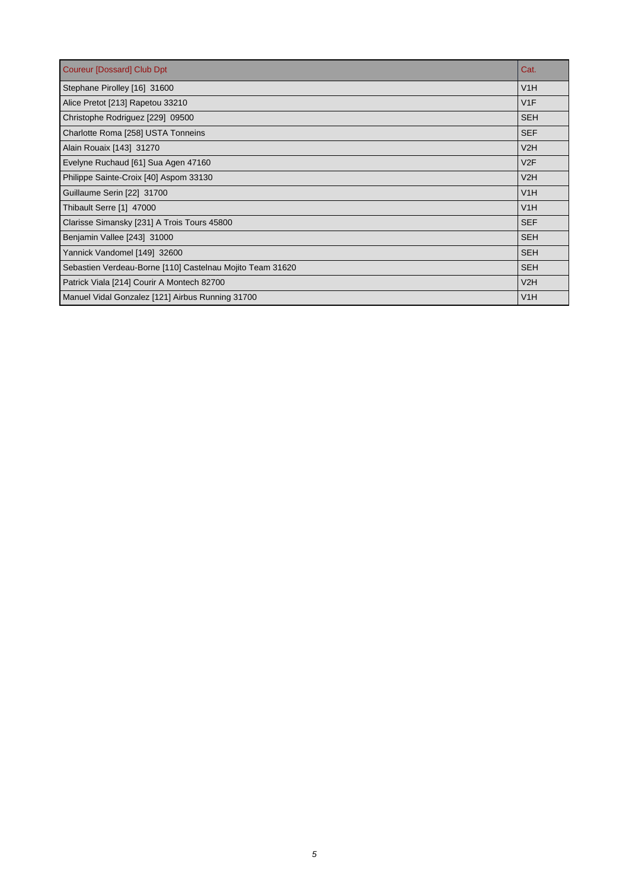| Coureur [Dossard] Club Dpt | Cat. |
| --- | --- |
| Stephane Pirolley [16]  31600 | V1H |
| Alice Pretot [213] Rapetou 33210 | V1F |
| Christophe Rodriguez [229]  09500 | SEH |
| Charlotte Roma [258] USTA Tonneins | SEF |
| Alain Rouaix [143]  31270 | V2H |
| Evelyne Ruchaud [61] Sua Agen 47160 | V2F |
| Philippe Sainte-Croix [40] Aspom 33130 | V2H |
| Guillaume Serin [22]  31700 | V1H |
| Thibault Serre [1]  47000 | V1H |
| Clarisse Simansky [231] A Trois Tours 45800 | SEF |
| Benjamin Vallee [243]  31000 | SEH |
| Yannick Vandomel [149]  32600 | SEH |
| Sebastien Verdeau-Borne [110] Castelnau Mojito Team 31620 | SEH |
| Patrick Viala [214] Courir A Montech 82700 | V2H |
| Manuel Vidal Gonzalez [121] Airbus Running 31700 | V1H |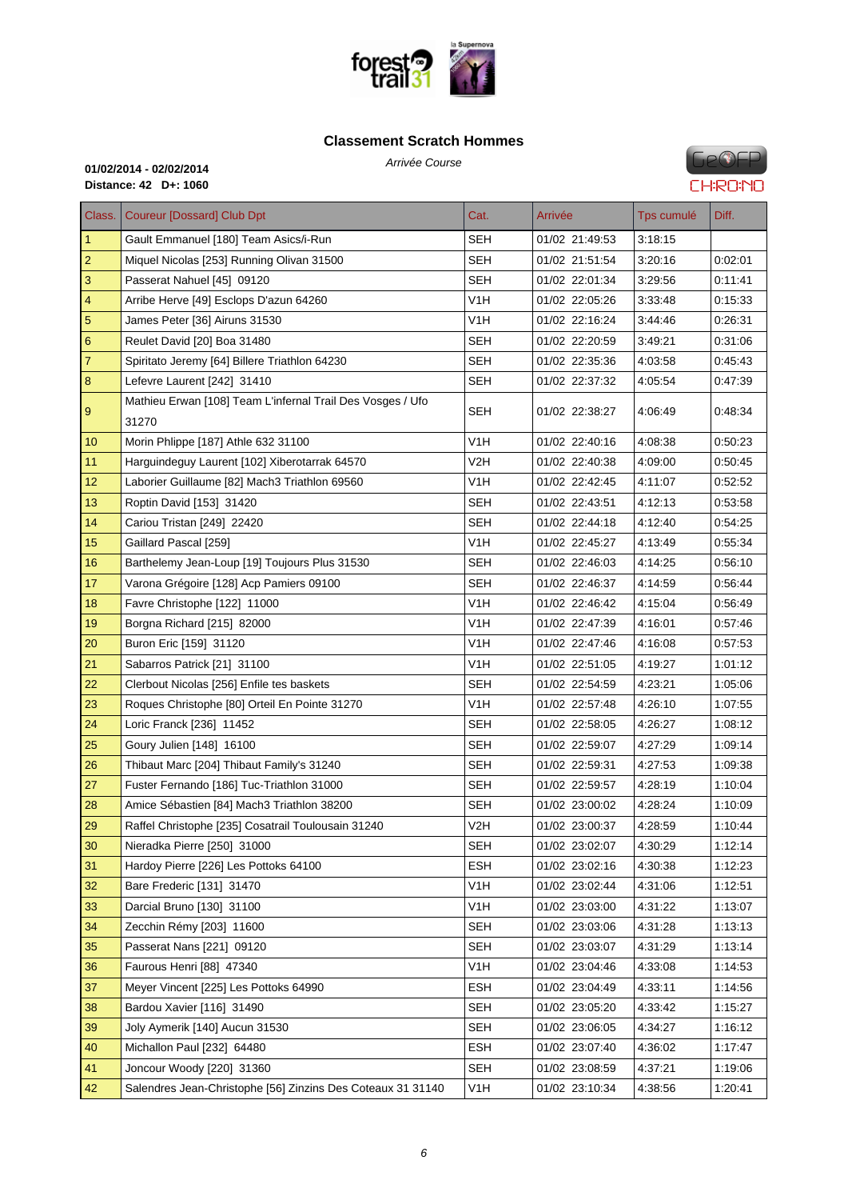## Classement Scratch Hommes

*Arrivée Course*

**01/02/2014 - 02/02/2014**
**Distance: 42 D+: 1060**

| Class. | Coureur [Dossard] Club Dpt | Cat. | Arrivée | Tps cumulé | Diff. |
|---|---|---|---|---|---|
| 1 | Gault Emmanuel [180] Team Asics/i-Run | SEH | 01/02 21:49:53 | 3:18:15 | |
| 2 | Miquel Nicolas [253] Running Olivan 31500 | SEH | 01/02 21:51:54 | 3:20:16 | 0:02:01 |
| 3 | Passerat Nahuel [45] 09120 | SEH | 01/02 22:01:34 | 3:29:56 | 0:11:41 |
| 4 | Arribe Herve [49] Esclops D'azun 64260 | V1H | 01/02 22:05:26 | 3:33:48 | 0:15:33 |
| 5 | James Peter [36] Airuns 31530 | V1H | 01/02 22:16:24 | 3:44:46 | 0:26:31 |
| 6 | Reulet David [20] Boa 31480 | SEH | 01/02 22:20:59 | 3:49:21 | 0:31:06 |
| 7 | Spiritato Jeremy [64] Billere Triathlon 64230 | SEH | 01/02 22:35:36 | 4:03:58 | 0:45:43 |
| 8 | Lefevre Laurent [242] 31410 | SEH | 01/02 22:37:32 | 4:05:54 | 0:47:39 |
| 9 | Mathieu Erwan [108] Team L'infernal Trail Des Vosges / Ufo 31270 | SEH | 01/02 22:38:27 | 4:06:49 | 0:48:34 |
| 10 | Morin Phlippe [187] Athle 632 31100 | V1H | 01/02 22:40:16 | 4:08:38 | 0:50:23 |
| 11 | Harguindeguy Laurent [102] Xiberotarrak 64570 | V2H | 01/02 22:40:38 | 4:09:00 | 0:50:45 |
| 12 | Laborier Guillaume [82] Mach3 Triathlon 69560 | V1H | 01/02 22:42:45 | 4:11:07 | 0:52:52 |
| 13 | Roptin David [153] 31420 | SEH | 01/02 22:43:51 | 4:12:13 | 0:53:58 |
| 14 | Cariou Tristan [249] 22420 | SEH | 01/02 22:44:18 | 4:12:40 | 0:54:25 |
| 15 | Gaillard Pascal [259] | V1H | 01/02 22:45:27 | 4:13:49 | 0:55:34 |
| 16 | Barthelemy Jean-Loup [19] Toujours Plus 31530 | SEH | 01/02 22:46:03 | 4:14:25 | 0:56:10 |
| 17 | Varona Grégoire [128] Acp Pamiers 09100 | SEH | 01/02 22:46:37 | 4:14:59 | 0:56:44 |
| 18 | Favre Christophe [122] 11000 | V1H | 01/02 22:46:42 | 4:15:04 | 0:56:49 |
| 19 | Borgna Richard [215] 82000 | V1H | 01/02 22:47:39 | 4:16:01 | 0:57:46 |
| 20 | Buron Eric [159] 31120 | V1H | 01/02 22:47:46 | 4:16:08 | 0:57:53 |
| 21 | Sabarros Patrick [21] 31100 | V1H | 01/02 22:51:05 | 4:19:27 | 1:01:12 |
| 22 | Clerbout Nicolas [256] Enfile tes baskets | SEH | 01/02 22:54:59 | 4:23:21 | 1:05:06 |
| 23 | Roques Christophe [80] Orteil En Pointe 31270 | V1H | 01/02 22:57:48 | 4:26:10 | 1:07:55 |
| 24 | Loric Franck [236] 11452 | SEH | 01/02 22:58:05 | 4:26:27 | 1:08:12 |
| 25 | Goury Julien [148] 16100 | SEH | 01/02 22:59:07 | 4:27:29 | 1:09:14 |
| 26 | Thibaut Marc [204] Thibaut Family's 31240 | SEH | 01/02 22:59:31 | 4:27:53 | 1:09:38 |
| 27 | Fuster Fernando [186] Tuc-Triathlon 31000 | SEH | 01/02 22:59:57 | 4:28:19 | 1:10:04 |
| 28 | Amice Sébastien [84] Mach3 Triathlon 38200 | SEH | 01/02 23:00:02 | 4:28:24 | 1:10:09 |
| 29 | Raffel Christophe [235] Cosatrail Toulousain 31240 | V2H | 01/02 23:00:37 | 4:28:59 | 1:10:44 |
| 30 | Nieradka Pierre [250] 31000 | SEH | 01/02 23:02:07 | 4:30:29 | 1:12:14 |
| 31 | Hardoy Pierre [226] Les Pottoks 64100 | ESH | 01/02 23:02:16 | 4:30:38 | 1:12:23 |
| 32 | Bare Frederic [131] 31470 | V1H | 01/02 23:02:44 | 4:31:06 | 1:12:51 |
| 33 | Darcial Bruno [130] 31100 | V1H | 01/02 23:03:00 | 4:31:22 | 1:13:07 |
| 34 | Zecchin Rémy [203] 11600 | SEH | 01/02 23:03:06 | 4:31:28 | 1:13:13 |
| 35 | Passerat Nans [221] 09120 | SEH | 01/02 23:03:07 | 4:31:29 | 1:13:14 |
| 36 | Faurous Henri [88] 47340 | V1H | 01/02 23:04:46 | 4:33:08 | 1:14:53 |
| 37 | Meyer Vincent [225] Les Pottoks 64990 | ESH | 01/02 23:04:49 | 4:33:11 | 1:14:56 |
| 38 | Bardou Xavier [116] 31490 | SEH | 01/02 23:05:20 | 4:33:42 | 1:15:27 |
| 39 | Joly Aymerik [140] Aucun 31530 | SEH | 01/02 23:06:05 | 4:34:27 | 1:16:12 |
| 40 | Michallon Paul [232] 64480 | ESH | 01/02 23:07:40 | 4:36:02 | 1:17:47 |
| 41 | Joncour Woody [220] 31360 | SEH | 01/02 23:08:59 | 4:37:21 | 1:19:06 |
| 42 | Salendres Jean-Christophe [56] Zinzins Des Coteaux 31 31140 | V1H | 01/02 23:10:34 | 4:38:56 | 1:20:41 |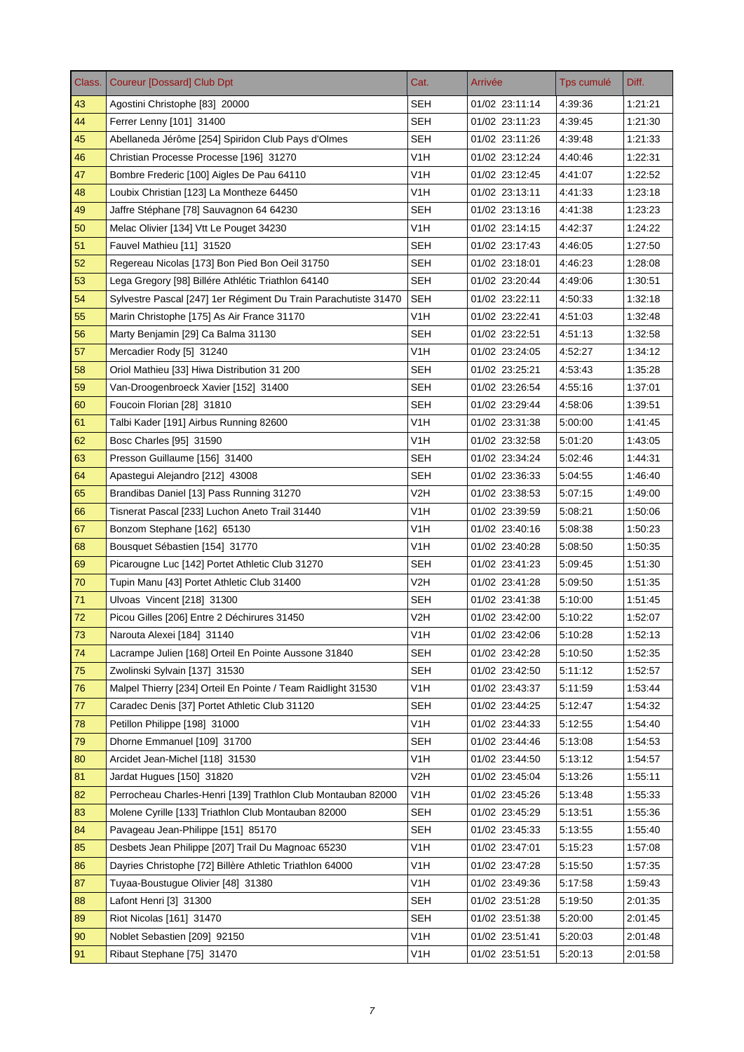| Class. | Coureur [Dossard] Club Dpt | Cat. | Arrivée | Tps cumulé | Diff. |
|---|---|---|---|---|---|
| 43 | Agostini Christophe [83] 20000 | SEH | 01/02 23:11:14 | 4:39:36 | 1:21:21 |
| 44 | Ferrer Lenny [101] 31400 | SEH | 01/02 23:11:23 | 4:39:45 | 1:21:30 |
| 45 | Abellaneda Jérôme [254] Spiridon Club Pays d'Olmes | SEH | 01/02 23:11:26 | 4:39:48 | 1:21:33 |
| 46 | Christian Processe Processe [196] 31270 | V1H | 01/02 23:12:24 | 4:40:46 | 1:22:31 |
| 47 | Bombre Frederic [100] Aigles De Pau 64110 | V1H | 01/02 23:12:45 | 4:41:07 | 1:22:52 |
| 48 | Loubix Christian [123] La Montheze 64450 | V1H | 01/02 23:13:11 | 4:41:33 | 1:23:18 |
| 49 | Jaffre Stéphane [78] Sauvagnon 64 64230 | SEH | 01/02 23:13:16 | 4:41:38 | 1:23:23 |
| 50 | Melac Olivier [134] Vtt Le Pouget 34230 | V1H | 01/02 23:14:15 | 4:42:37 | 1:24:22 |
| 51 | Fauvel Mathieu [11] 31520 | SEH | 01/02 23:17:43 | 4:46:05 | 1:27:50 |
| 52 | Regereau Nicolas [173] Bon Pied Bon Oeil 31750 | SEH | 01/02 23:18:01 | 4:46:23 | 1:28:08 |
| 53 | Lega Gregory [98] Billére Athlétic Triathlon 64140 | SEH | 01/02 23:20:44 | 4:49:06 | 1:30:51 |
| 54 | Sylvestre Pascal [247] 1er Régiment Du Train Parachutiste 31470 | SEH | 01/02 23:22:11 | 4:50:33 | 1:32:18 |
| 55 | Marin Christophe [175] As Air France 31170 | V1H | 01/02 23:22:41 | 4:51:03 | 1:32:48 |
| 56 | Marty Benjamin [29] Ca Balma 31130 | SEH | 01/02 23:22:51 | 4:51:13 | 1:32:58 |
| 57 | Mercadier Rody [5] 31240 | V1H | 01/02 23:24:05 | 4:52:27 | 1:34:12 |
| 58 | Oriol Mathieu [33] Hiwa Distribution 31 200 | SEH | 01/02 23:25:21 | 4:53:43 | 1:35:28 |
| 59 | Van-Droogenbroeck Xavier [152] 31400 | SEH | 01/02 23:26:54 | 4:55:16 | 1:37:01 |
| 60 | Foucoin Florian [28] 31810 | SEH | 01/02 23:29:44 | 4:58:06 | 1:39:51 |
| 61 | Talbi Kader [191] Airbus Running 82600 | V1H | 01/02 23:31:38 | 5:00:00 | 1:41:45 |
| 62 | Bosc Charles [95] 31590 | V1H | 01/02 23:32:58 | 5:01:20 | 1:43:05 |
| 63 | Presson Guillaume [156] 31400 | SEH | 01/02 23:34:24 | 5:02:46 | 1:44:31 |
| 64 | Apastegui Alejandro [212] 43008 | SEH | 01/02 23:36:33 | 5:04:55 | 1:46:40 |
| 65 | Brandibas Daniel [13] Pass Running 31270 | V2H | 01/02 23:38:53 | 5:07:15 | 1:49:00 |
| 66 | Tisnerat Pascal [233] Luchon Aneto Trail 31440 | V1H | 01/02 23:39:59 | 5:08:21 | 1:50:06 |
| 67 | Bonzom Stephane [162] 65130 | V1H | 01/02 23:40:16 | 5:08:38 | 1:50:23 |
| 68 | Bousquet Sébastien [154] 31770 | V1H | 01/02 23:40:28 | 5:08:50 | 1:50:35 |
| 69 | Picarougne Luc [142] Portet Athletic Club 31270 | SEH | 01/02 23:41:23 | 5:09:45 | 1:51:30 |
| 70 | Tupin Manu [43] Portet Athletic Club 31400 | V2H | 01/02 23:41:28 | 5:09:50 | 1:51:35 |
| 71 | Ulvoas  Vincent [218] 31300 | SEH | 01/02 23:41:38 | 5:10:00 | 1:51:45 |
| 72 | Picou Gilles [206] Entre 2 Déchirures 31450 | V2H | 01/02 23:42:00 | 5:10:22 | 1:52:07 |
| 73 | Narouta Alexei [184] 31140 | V1H | 01/02 23:42:06 | 5:10:28 | 1:52:13 |
| 74 | Lacrampe Julien [168] Orteil En Pointe Aussone 31840 | SEH | 01/02 23:42:28 | 5:10:50 | 1:52:35 |
| 75 | Zwolinski Sylvain [137] 31530 | SEH | 01/02 23:42:50 | 5:11:12 | 1:52:57 |
| 76 | Malpel Thierry [234] Orteil En Pointe / Team Raidlight 31530 | V1H | 01/02 23:43:37 | 5:11:59 | 1:53:44 |
| 77 | Caradec Denis [37] Portet Athletic Club 31120 | SEH | 01/02 23:44:25 | 5:12:47 | 1:54:32 |
| 78 | Petillon Philippe [198] 31000 | V1H | 01/02 23:44:33 | 5:12:55 | 1:54:40 |
| 79 | Dhorne Emmanuel [109] 31700 | SEH | 01/02 23:44:46 | 5:13:08 | 1:54:53 |
| 80 | Arcidet Jean-Michel [118] 31530 | V1H | 01/02 23:44:50 | 5:13:12 | 1:54:57 |
| 81 | Jardat Hugues [150] 31820 | V2H | 01/02 23:45:04 | 5:13:26 | 1:55:11 |
| 82 | Perrocheau Charles-Henri [139] Trathlon Club Montauban 82000 | V1H | 01/02 23:45:26 | 5:13:48 | 1:55:33 |
| 83 | Molene Cyrille [133] Triathlon Club Montauban 82000 | SEH | 01/02 23:45:29 | 5:13:51 | 1:55:36 |
| 84 | Pavageau Jean-Philippe [151] 85170 | SEH | 01/02 23:45:33 | 5:13:55 | 1:55:40 |
| 85 | Desbets Jean Philippe [207] Trail Du Magnoac 65230 | V1H | 01/02 23:47:01 | 5:15:23 | 1:57:08 |
| 86 | Dayries Christophe [72] Billère Athletic Triathlon 64000 | V1H | 01/02 23:47:28 | 5:15:50 | 1:57:35 |
| 87 | Tuyaa-Boustugue Olivier [48] 31380 | V1H | 01/02 23:49:36 | 5:17:58 | 1:59:43 |
| 88 | Lafont Henri [3] 31300 | SEH | 01/02 23:51:28 | 5:19:50 | 2:01:35 |
| 89 | Riot Nicolas [161] 31470 | SEH | 01/02 23:51:38 | 5:20:00 | 2:01:45 |
| 90 | Noblet Sebastien [209] 92150 | V1H | 01/02 23:51:41 | 5:20:03 | 2:01:48 |
| 91 | Ribaut Stephane [75] 31470 | V1H | 01/02 23:51:51 | 5:20:13 | 2:01:58 |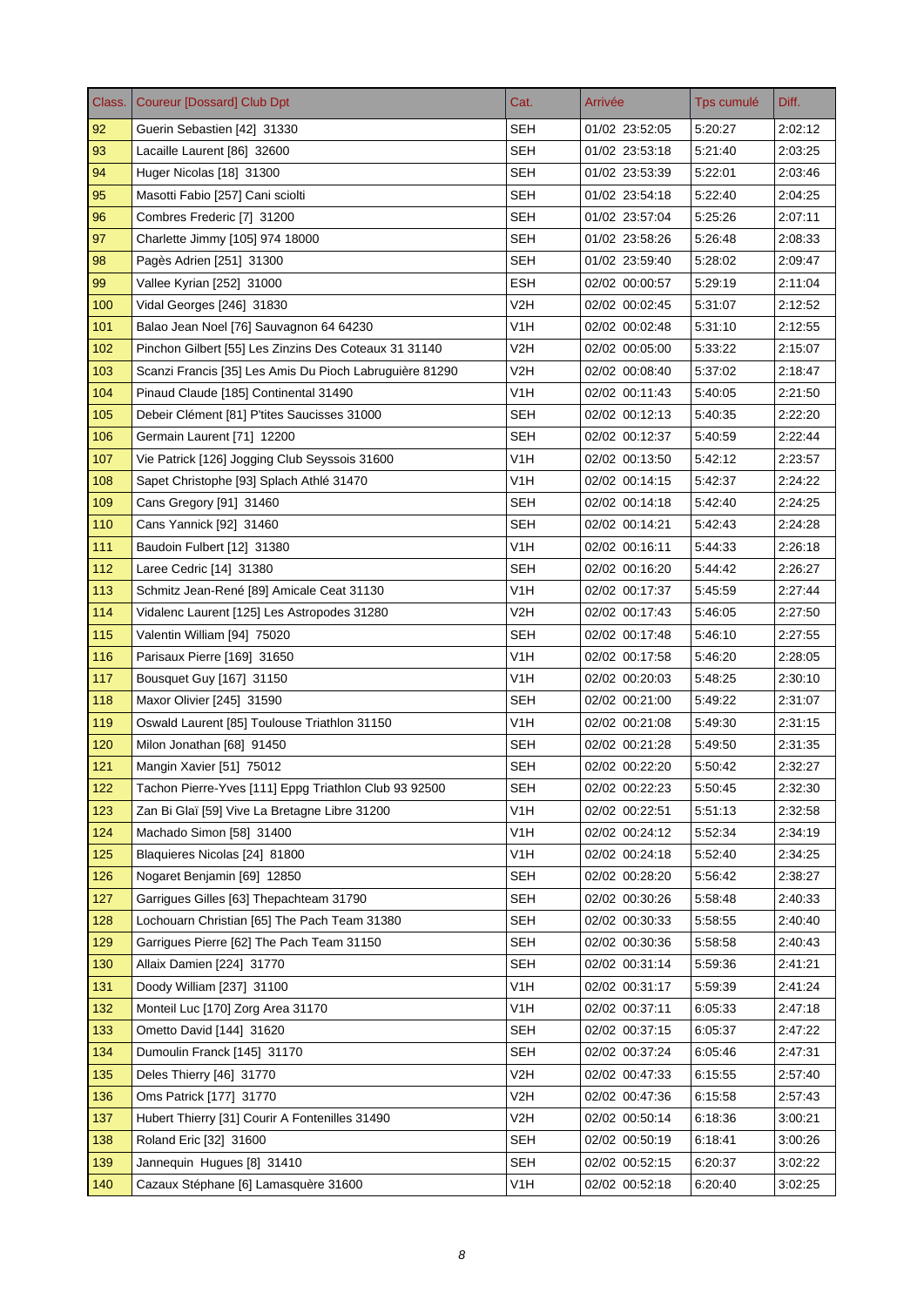| Class. | Coureur [Dossard] Club Dpt | Cat. | Arrivée | Tps cumulé | Diff. |
|---|---|---|---|---|---|
| 92 | Guerin Sebastien [42] 31330 | SEH | 01/02 23:52:05 | 5:20:27 | 2:02:12 |
| 93 | Lacaille Laurent [86] 32600 | SEH | 01/02 23:53:18 | 5:21:40 | 2:03:25 |
| 94 | Huger Nicolas [18] 31300 | SEH | 01/02 23:53:39 | 5:22:01 | 2:03:46 |
| 95 | Masotti Fabio [257] Cani sciolti | SEH | 01/02 23:54:18 | 5:22:40 | 2:04:25 |
| 96 | Combres Frederic [7] 31200 | SEH | 01/02 23:57:04 | 5:25:26 | 2:07:11 |
| 97 | Charlette Jimmy [105] 974 18000 | SEH | 01/02 23:58:26 | 5:26:48 | 2:08:33 |
| 98 | Pagès Adrien [251] 31300 | SEH | 01/02 23:59:40 | 5:28:02 | 2:09:47 |
| 99 | Vallee Kyrian [252] 31000 | ESH | 02/02 00:00:57 | 5:29:19 | 2:11:04 |
| 100 | Vidal Georges [246] 31830 | V2H | 02/02 00:02:45 | 5:31:07 | 2:12:52 |
| 101 | Balao Jean Noel [76] Sauvagnon 64 64230 | V1H | 02/02 00:02:48 | 5:31:10 | 2:12:55 |
| 102 | Pinchon Gilbert [55] Les Zinzins Des Coteaux 31 31140 | V2H | 02/02 00:05:00 | 5:33:22 | 2:15:07 |
| 103 | Scanzi Francis [35] Les Amis Du Pioch Labruguière 81290 | V2H | 02/02 00:08:40 | 5:37:02 | 2:18:47 |
| 104 | Pinaud Claude [185] Continental 31490 | V1H | 02/02 00:11:43 | 5:40:05 | 2:21:50 |
| 105 | Debeir Clément [81] P'tites Saucisses 31000 | SEH | 02/02 00:12:13 | 5:40:35 | 2:22:20 |
| 106 | Germain Laurent [71] 12200 | SEH | 02/02 00:12:37 | 5:40:59 | 2:22:44 |
| 107 | Vie Patrick [126] Jogging Club Seyssois 31600 | V1H | 02/02 00:13:50 | 5:42:12 | 2:23:57 |
| 108 | Sapet Christophe [93] Splach Athlé 31470 | V1H | 02/02 00:14:15 | 5:42:37 | 2:24:22 |
| 109 | Cans Gregory [91] 31460 | SEH | 02/02 00:14:18 | 5:42:40 | 2:24:25 |
| 110 | Cans Yannick [92] 31460 | SEH | 02/02 00:14:21 | 5:42:43 | 2:24:28 |
| 111 | Baudoin Fulbert [12] 31380 | V1H | 02/02 00:16:11 | 5:44:33 | 2:26:18 |
| 112 | Laree Cedric [14] 31380 | SEH | 02/02 00:16:20 | 5:44:42 | 2:26:27 |
| 113 | Schmitz Jean-René [89] Amicale Ceat 31130 | V1H | 02/02 00:17:37 | 5:45:59 | 2:27:44 |
| 114 | Vidalenc Laurent [125] Les Astropodes 31280 | V2H | 02/02 00:17:43 | 5:46:05 | 2:27:50 |
| 115 | Valentin William [94] 75020 | SEH | 02/02 00:17:48 | 5:46:10 | 2:27:55 |
| 116 | Parisaux Pierre [169] 31650 | V1H | 02/02 00:17:58 | 5:46:20 | 2:28:05 |
| 117 | Bousquet Guy [167] 31150 | V1H | 02/02 00:20:03 | 5:48:25 | 2:30:10 |
| 118 | Maxor Olivier [245] 31590 | SEH | 02/02 00:21:00 | 5:49:22 | 2:31:07 |
| 119 | Oswald Laurent [85] Toulouse Triathlon 31150 | V1H | 02/02 00:21:08 | 5:49:30 | 2:31:15 |
| 120 | Milon Jonathan [68] 91450 | SEH | 02/02 00:21:28 | 5:49:50 | 2:31:35 |
| 121 | Mangin Xavier [51] 75012 | SEH | 02/02 00:22:20 | 5:50:42 | 2:32:27 |
| 122 | Tachon Pierre-Yves [111] Eppg Triathlon Club 93 92500 | SEH | 02/02 00:22:23 | 5:50:45 | 2:32:30 |
| 123 | Zan Bi Glaï [59] Vive La Bretagne Libre 31200 | V1H | 02/02 00:22:51 | 5:51:13 | 2:32:58 |
| 124 | Machado Simon [58] 31400 | V1H | 02/02 00:24:12 | 5:52:34 | 2:34:19 |
| 125 | Blaquieres Nicolas [24] 81800 | V1H | 02/02 00:24:18 | 5:52:40 | 2:34:25 |
| 126 | Nogaret Benjamin [69] 12850 | SEH | 02/02 00:28:20 | 5:56:42 | 2:38:27 |
| 127 | Garrigues Gilles [63] Thepachteam 31790 | SEH | 02/02 00:30:26 | 5:58:48 | 2:40:33 |
| 128 | Lochouarn Christian [65] The Pach Team 31380 | SEH | 02/02 00:30:33 | 5:58:55 | 2:40:40 |
| 129 | Garrigues Pierre [62] The Pach Team 31150 | SEH | 02/02 00:30:36 | 5:58:58 | 2:40:43 |
| 130 | Allaix Damien [224] 31770 | SEH | 02/02 00:31:14 | 5:59:36 | 2:41:21 |
| 131 | Doody William [237] 31100 | V1H | 02/02 00:31:17 | 5:59:39 | 2:41:24 |
| 132 | Monteil Luc [170] Zorg Area 31170 | V1H | 02/02 00:37:11 | 6:05:33 | 2:47:18 |
| 133 | Ometto David [144] 31620 | SEH | 02/02 00:37:15 | 6:05:37 | 2:47:22 |
| 134 | Dumoulin Franck [145] 31170 | SEH | 02/02 00:37:24 | 6:05:46 | 2:47:31 |
| 135 | Deles Thierry [46] 31770 | V2H | 02/02 00:47:33 | 6:15:55 | 2:57:40 |
| 136 | Oms Patrick [177] 31770 | V2H | 02/02 00:47:36 | 6:15:58 | 2:57:43 |
| 137 | Hubert Thierry [31] Courir A Fontenilles 31490 | V2H | 02/02 00:50:14 | 6:18:36 | 3:00:21 |
| 138 | Roland Eric [32] 31600 | SEH | 02/02 00:50:19 | 6:18:41 | 3:00:26 |
| 139 | Jannequin Hugues [8] 31410 | SEH | 02/02 00:52:15 | 6:20:37 | 3:02:22 |
| 140 | Cazaux Stéphane [6] Lamasquère 31600 | V1H | 02/02 00:52:18 | 6:20:40 | 3:02:25 |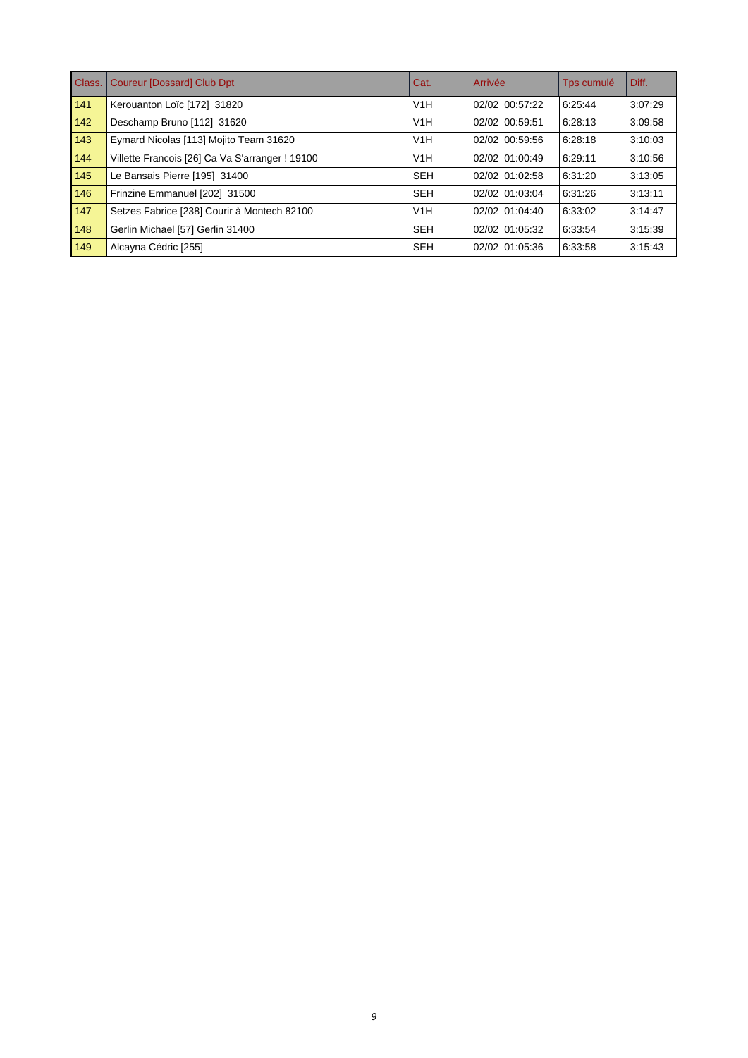| Class. | Coureur [Dossard] Club Dpt | Cat. | Arrivée | Tps cumulé | Diff. |
|---|---|---|---|---|---|
| 141 | Kerouanton Loïc [172] 31820 | V1H | 02/02 00:57:22 | 6:25:44 | 3:07:29 |
| 142 | Deschamp Bruno [112] 31620 | V1H | 02/02 00:59:51 | 6:28:13 | 3:09:58 |
| 143 | Eymard Nicolas [113] Mojito Team 31620 | V1H | 02/02 00:59:56 | 6:28:18 | 3:10:03 |
| 144 | Villette Francois [26] Ca Va S'arranger ! 19100 | V1H | 02/02 01:00:49 | 6:29:11 | 3:10:56 |
| 145 | Le Bansais Pierre [195] 31400 | SEH | 02/02 01:02:58 | 6:31:20 | 3:13:05 |
| 146 | Frinzine Emmanuel [202] 31500 | SEH | 02/02 01:03:04 | 6:31:26 | 3:13:11 |
| 147 | Setzes Fabrice [238] Courir à Montech 82100 | V1H | 02/02 01:04:40 | 6:33:02 | 3:14:47 |
| 148 | Gerlin Michael [57] Gerlin 31400 | SEH | 02/02 01:05:32 | 6:33:54 | 3:15:39 |
| 149 | Alcayna Cédric [255] | SEH | 02/02 01:05:36 | 6:33:58 | 3:15:43 |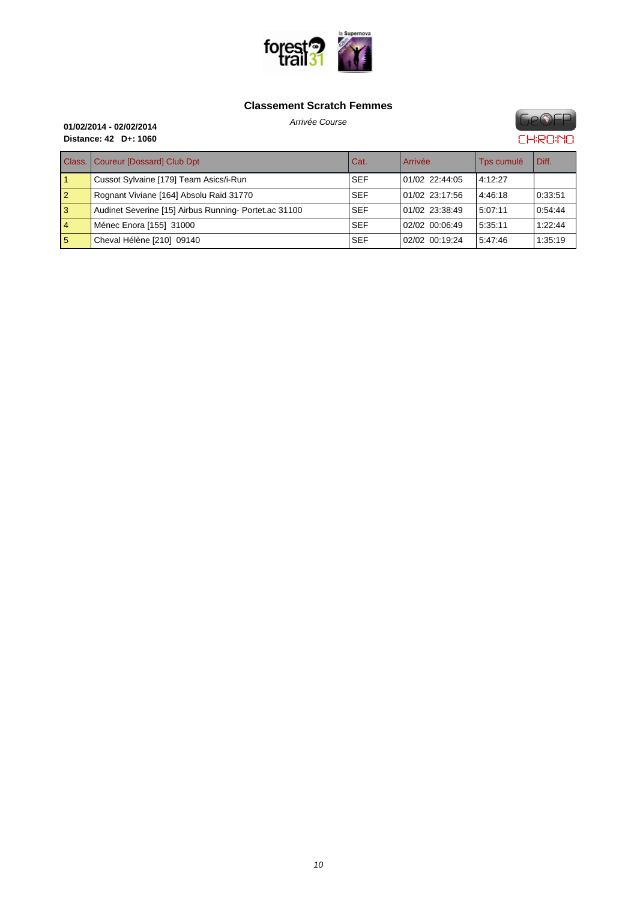## Classement Scratch Femmes

*Arrivée Course*

**01/02/2014 - 02/02/2014**
**Distance: 42 D+: 1060**

| Class. | Coureur [Dossard] Club Dpt | Cat. | Arrivée | Tps cumulé | Diff. |
|---|---|---|---|---|---|
| 1 | Cussot Sylvaine [179] Team Asics/i-Run | SEF | 01/02 22:44:05 | 4:12:27 | |
| 2 | Rognant Viviane [164] Absolu Raid 31770 | SEF | 01/02 23:17:56 | 4:46:18 | 0:33:51 |
| 3 | Audinet Severine [15] Airbus Running- Portet.ac 31100 | SEF | 01/02 23:38:49 | 5:07:11 | 0:54:44 |
| 4 | Ménec Enora [155] 31000 | SEF | 02/02 00:06:49 | 5:35:11 | 1:22:44 |
| 5 | Cheval Hélène [210] 09140 | SEF | 02/02 00:19:24 | 5:47:46 | 1:35:19 |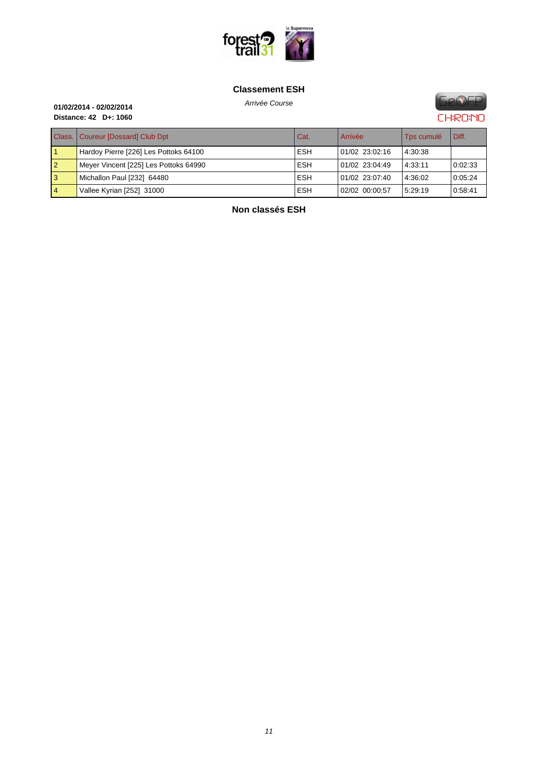## Classement ESH

*Arrivée Course*

**01/02/2014 - 02/02/2014**
**Distance: 42 D+: 1060**

| Class. | Coureur [Dossard] Club Dpt | Cat. | Arrivée | Tps cumulé | Diff. |
|---|---|---|---|---|---|
| 1 | Hardoy Pierre [226] Les Pottoks 64100 | ESH | 01/02 23:02:16 | 4:30:38 | |
| 2 | Meyer Vincent [225] Les Pottoks 64990 | ESH | 01/02 23:04:49 | 4:33:11 | 0:02:33 |
| 3 | Michallon Paul [232] 64480 | ESH | 01/02 23:07:40 | 4:36:02 | 0:05:24 |
| 4 | Vallee Kyrian [252] 31000 | ESH | 02/02 00:00:57 | 5:29:19 | 0:58:41 |

## Non classés ESH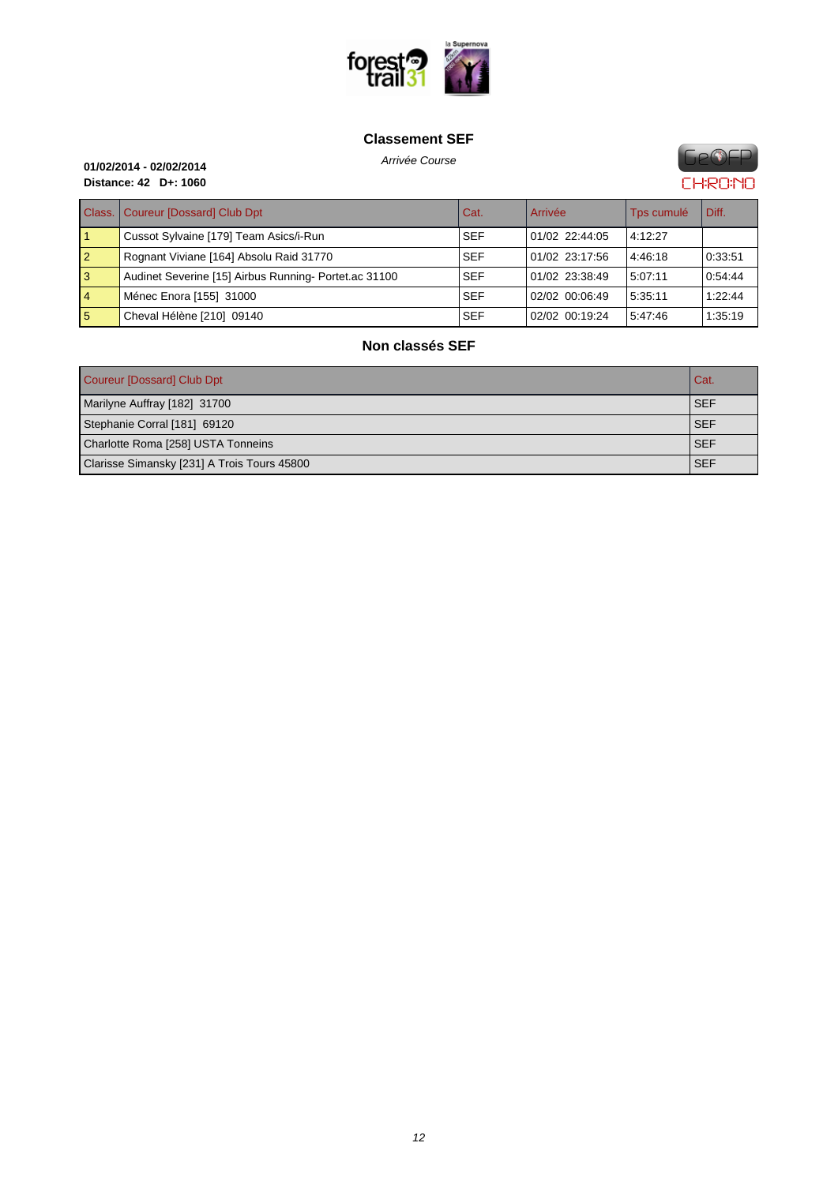## Classement SEF

*Arrivée Course*

**01/02/2014 - 02/02/2014**
**Distance: 42 D+: 1060**

| Class. | Coureur [Dossard] Club Dpt | Cat. | Arrivée | Tps cumulé | Diff. |
|---|---|---|---|---|---|
| 1 | Cussot Sylvaine [179] Team Asics/i-Run | SEF | 01/02 22:44:05 | 4:12:27 | |
| 2 | Rognant Viviane [164] Absolu Raid 31770 | SEF | 01/02 23:17:56 | 4:46:18 | 0:33:51 |
| 3 | Audinet Severine [15] Airbus Running- Portet.ac 31100 | SEF | 01/02 23:38:49 | 5:07:11 | 0:54:44 |
| 4 | Ménec Enora [155] 31000 | SEF | 02/02 00:06:49 | 5:35:11 | 1:22:44 |
| 5 | Cheval Hélène [210] 09140 | SEF | 02/02 00:19:24 | 5:47:46 | 1:35:19 |

## Non classés SEF

| Coureur [Dossard] Club Dpt | Cat. |
|---|---|
| Marilyne Auffray [182] 31700 | SEF |
| Stephanie Corral [181] 69120 | SEF |
| Charlotte Roma [258] USTA Tonneins | SEF |
| Clarisse Simansky [231] A Trois Tours 45800 | SEF |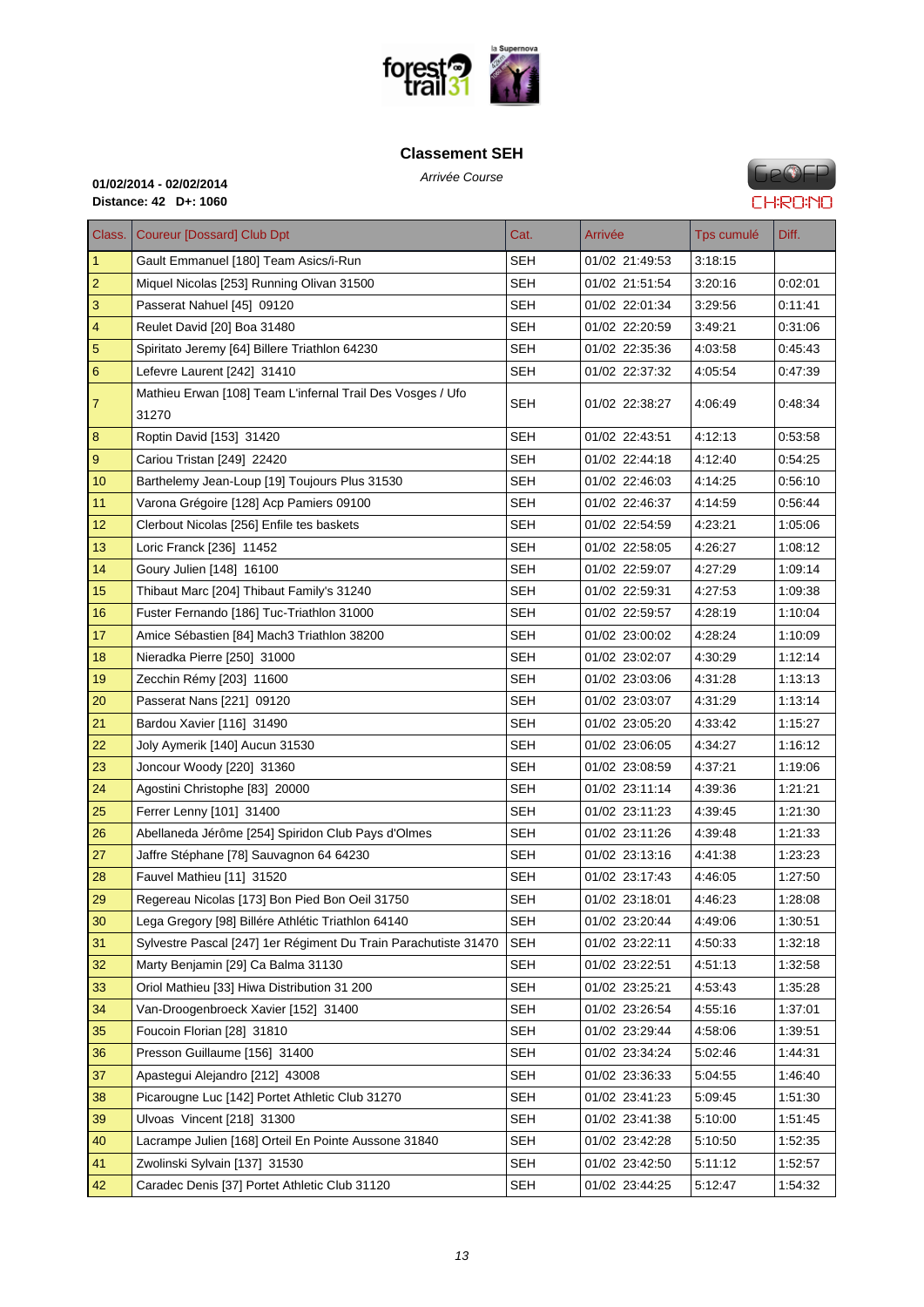# Classement SEH

*Arrivée Course*

**01/02/2014 - 02/02/2014**
**Distance: 42 D+: 1060**

| Class. | Coureur [Dossard] Club Dpt | Cat. | Arrivée | Tps cumulé | Diff. |
|---|---|---|---|---|---|
| 1 | Gault Emmanuel [180] Team Asics/i-Run | SEH | 01/02 21:49:53 | 3:18:15 | |
| 2 | Miquel Nicolas [253] Running Olivan 31500 | SEH | 01/02 21:51:54 | 3:20:16 | 0:02:01 |
| 3 | Passerat Nahuel [45] 09120 | SEH | 01/02 22:01:34 | 3:29:56 | 0:11:41 |
| 4 | Reulet David [20] Boa 31480 | SEH | 01/02 22:20:59 | 3:49:21 | 0:31:06 |
| 5 | Spiritato Jeremy [64] Billere Triathlon 64230 | SEH | 01/02 22:35:36 | 4:03:58 | 0:45:43 |
| 6 | Lefevre Laurent [242] 31410 | SEH | 01/02 22:37:32 | 4:05:54 | 0:47:39 |
| 7 | Mathieu Erwan [108] Team L'infernal Trail Des Vosges / Ufo 31270 | SEH | 01/02 22:38:27 | 4:06:49 | 0:48:34 |
| 8 | Roptin David [153] 31420 | SEH | 01/02 22:43:51 | 4:12:13 | 0:53:58 |
| 9 | Cariou Tristan [249] 22420 | SEH | 01/02 22:44:18 | 4:12:40 | 0:54:25 |
| 10 | Barthelemy Jean-Loup [19] Toujours Plus 31530 | SEH | 01/02 22:46:03 | 4:14:25 | 0:56:10 |
| 11 | Varona Grégoire [128] Acp Pamiers 09100 | SEH | 01/02 22:46:37 | 4:14:59 | 0:56:44 |
| 12 | Clerbout Nicolas [256] Enfile tes baskets | SEH | 01/02 22:54:59 | 4:23:21 | 1:05:06 |
| 13 | Loric Franck [236] 11452 | SEH | 01/02 22:58:05 | 4:26:27 | 1:08:12 |
| 14 | Goury Julien [148] 16100 | SEH | 01/02 22:59:07 | 4:27:29 | 1:09:14 |
| 15 | Thibaut Marc [204] Thibaut Family's 31240 | SEH | 01/02 22:59:31 | 4:27:53 | 1:09:38 |
| 16 | Fuster Fernando [186] Tuc-Triathlon 31000 | SEH | 01/02 22:59:57 | 4:28:19 | 1:10:04 |
| 17 | Amice Sébastien [84] Mach3 Triathlon 38200 | SEH | 01/02 23:00:02 | 4:28:24 | 1:10:09 |
| 18 | Nieradka Pierre [250] 31000 | SEH | 01/02 23:02:07 | 4:30:29 | 1:12:14 |
| 19 | Zecchin Rémy [203] 11600 | SEH | 01/02 23:03:06 | 4:31:28 | 1:13:13 |
| 20 | Passerat Nans [221] 09120 | SEH | 01/02 23:03:07 | 4:31:29 | 1:13:14 |
| 21 | Bardou Xavier [116] 31490 | SEH | 01/02 23:05:20 | 4:33:42 | 1:15:27 |
| 22 | Joly Aymerik [140] Aucun 31530 | SEH | 01/02 23:06:05 | 4:34:27 | 1:16:12 |
| 23 | Joncour Woody [220] 31360 | SEH | 01/02 23:08:59 | 4:37:21 | 1:19:06 |
| 24 | Agostini Christophe [83] 20000 | SEH | 01/02 23:11:14 | 4:39:36 | 1:21:21 |
| 25 | Ferrer Lenny [101] 31400 | SEH | 01/02 23:11:23 | 4:39:45 | 1:21:30 |
| 26 | Abellaneda Jérôme [254] Spiridon Club Pays d'Olmes | SEH | 01/02 23:11:26 | 4:39:48 | 1:21:33 |
| 27 | Jaffre Stéphane [78] Sauvagnon 64 64230 | SEH | 01/02 23:13:16 | 4:41:38 | 1:23:23 |
| 28 | Fauvel Mathieu [11] 31520 | SEH | 01/02 23:17:43 | 4:46:05 | 1:27:50 |
| 29 | Regereau Nicolas [173] Bon Pied Bon Oeil 31750 | SEH | 01/02 23:18:01 | 4:46:23 | 1:28:08 |
| 30 | Lega Gregory [98] Billére Athlétic Triathlon 64140 | SEH | 01/02 23:20:44 | 4:49:06 | 1:30:51 |
| 31 | Sylvestre Pascal [247] 1er Régiment Du Train Parachutiste 31470 | SEH | 01/02 23:22:11 | 4:50:33 | 1:32:18 |
| 32 | Marty Benjamin [29] Ca Balma 31130 | SEH | 01/02 23:22:51 | 4:51:13 | 1:32:58 |
| 33 | Oriol Mathieu [33] Hiwa Distribution 31 200 | SEH | 01/02 23:25:21 | 4:53:43 | 1:35:28 |
| 34 | Van-Droogenbroeck Xavier [152] 31400 | SEH | 01/02 23:26:54 | 4:55:16 | 1:37:01 |
| 35 | Foucoin Florian [28] 31810 | SEH | 01/02 23:29:44 | 4:58:06 | 1:39:51 |
| 36 | Presson Guillaume [156] 31400 | SEH | 01/02 23:34:24 | 5:02:46 | 1:44:31 |
| 37 | Apastegui Alejandro [212] 43008 | SEH | 01/02 23:36:33 | 5:04:55 | 1:46:40 |
| 38 | Picarougne Luc [142] Portet Athletic Club 31270 | SEH | 01/02 23:41:23 | 5:09:45 | 1:51:30 |
| 39 | Ulvoas Vincent [218] 31300 | SEH | 01/02 23:41:38 | 5:10:00 | 1:51:45 |
| 40 | Lacrampe Julien [168] Orteil En Pointe Aussone 31840 | SEH | 01/02 23:42:28 | 5:10:50 | 1:52:35 |
| 41 | Zwolinski Sylvain [137] 31530 | SEH | 01/02 23:42:50 | 5:11:12 | 1:52:57 |
| 42 | Caradec Denis [37] Portet Athletic Club 31120 | SEH | 01/02 23:44:25 | 5:12:47 | 1:54:32 |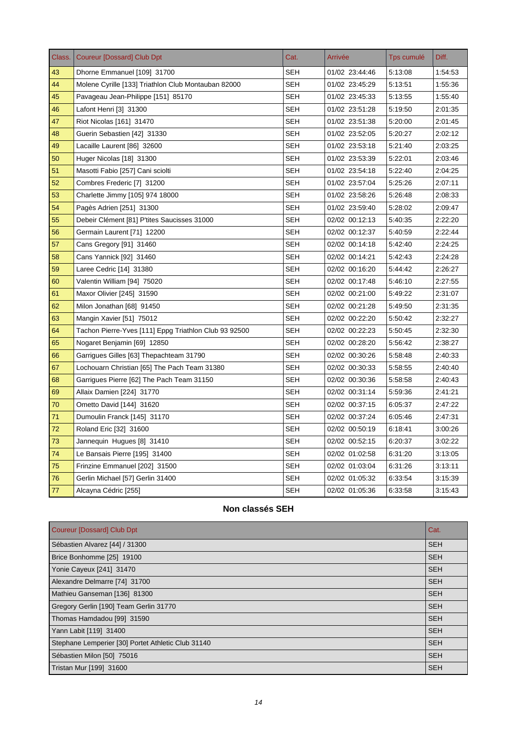| Class. | Coureur [Dossard] Club Dpt | Cat. | Arrivée | Tps cumulé | Diff. |
|---|---|---|---|---|---|
| 43 | Dhorne Emmanuel [109] 31700 | SEH | 01/02 23:44:46 | 5:13:08 | 1:54:53 |
| 44 | Molene Cyrille [133] Triathlon Club Montauban 82000 | SEH | 01/02 23:45:29 | 5:13:51 | 1:55:36 |
| 45 | Pavageau Jean-Philippe [151] 85170 | SEH | 01/02 23:45:33 | 5:13:55 | 1:55:40 |
| 46 | Lafont Henri [3] 31300 | SEH | 01/02 23:51:28 | 5:19:50 | 2:01:35 |
| 47 | Riot Nicolas [161] 31470 | SEH | 01/02 23:51:38 | 5:20:00 | 2:01:45 |
| 48 | Guerin Sebastien [42] 31330 | SEH | 01/02 23:52:05 | 5:20:27 | 2:02:12 |
| 49 | Lacaille Laurent [86] 32600 | SEH | 01/02 23:53:18 | 5:21:40 | 2:03:25 |
| 50 | Huger Nicolas [18] 31300 | SEH | 01/02 23:53:39 | 5:22:01 | 2:03:46 |
| 51 | Masotti Fabio [257] Cani sciolti | SEH | 01/02 23:54:18 | 5:22:40 | 2:04:25 |
| 52 | Combres Frederic [7] 31200 | SEH | 01/02 23:57:04 | 5:25:26 | 2:07:11 |
| 53 | Charlette Jimmy [105] 974 18000 | SEH | 01/02 23:58:26 | 5:26:48 | 2:08:33 |
| 54 | Pagès Adrien [251] 31300 | SEH | 01/02 23:59:40 | 5:28:02 | 2:09:47 |
| 55 | Debeir Clément [81] P'tites Saucisses 31000 | SEH | 02/02 00:12:13 | 5:40:35 | 2:22:20 |
| 56 | Germain Laurent [71] 12200 | SEH | 02/02 00:12:37 | 5:40:59 | 2:22:44 |
| 57 | Cans Gregory [91] 31460 | SEH | 02/02 00:14:18 | 5:42:40 | 2:24:25 |
| 58 | Cans Yannick [92] 31460 | SEH | 02/02 00:14:21 | 5:42:43 | 2:24:28 |
| 59 | Laree Cedric [14] 31380 | SEH | 02/02 00:16:20 | 5:44:42 | 2:26:27 |
| 60 | Valentin William [94] 75020 | SEH | 02/02 00:17:48 | 5:46:10 | 2:27:55 |
| 61 | Maxor Olivier [245] 31590 | SEH | 02/02 00:21:00 | 5:49:22 | 2:31:07 |
| 62 | Milon Jonathan [68] 91450 | SEH | 02/02 00:21:28 | 5:49:50 | 2:31:35 |
| 63 | Mangin Xavier [51] 75012 | SEH | 02/02 00:22:20 | 5:50:42 | 2:32:27 |
| 64 | Tachon Pierre-Yves [111] Eppg Triathlon Club 93 92500 | SEH | 02/02 00:22:23 | 5:50:45 | 2:32:30 |
| 65 | Nogaret Benjamin [69] 12850 | SEH | 02/02 00:28:20 | 5:56:42 | 2:38:27 |
| 66 | Garrigues Gilles [63] Thepachteam 31790 | SEH | 02/02 00:30:26 | 5:58:48 | 2:40:33 |
| 67 | Lochouarn Christian [65] The Pach Team 31380 | SEH | 02/02 00:30:33 | 5:58:55 | 2:40:40 |
| 68 | Garrigues Pierre [62] The Pach Team 31150 | SEH | 02/02 00:30:36 | 5:58:58 | 2:40:43 |
| 69 | Allaix Damien [224] 31770 | SEH | 02/02 00:31:14 | 5:59:36 | 2:41:21 |
| 70 | Ometto David [144] 31620 | SEH | 02/02 00:37:15 | 6:05:37 | 2:47:22 |
| 71 | Dumoulin Franck [145] 31170 | SEH | 02/02 00:37:24 | 6:05:46 | 2:47:31 |
| 72 | Roland Eric [32] 31600 | SEH | 02/02 00:50:19 | 6:18:41 | 3:00:26 |
| 73 | Jannequin Hugues [8] 31410 | SEH | 02/02 00:52:15 | 6:20:37 | 3:02:22 |
| 74 | Le Bansais Pierre [195] 31400 | SEH | 02/02 01:02:58 | 6:31:20 | 3:13:05 |
| 75 | Frinzine Emmanuel [202] 31500 | SEH | 02/02 01:03:04 | 6:31:26 | 3:13:11 |
| 76 | Gerlin Michael [57] Gerlin 31400 | SEH | 02/02 01:05:32 | 6:33:54 | 3:15:39 |
| 77 | Alcayna Cédric [255] | SEH | 02/02 01:05:36 | 6:33:58 | 3:15:43 |

## Non classés SEH

| Coureur [Dossard] Club Dpt | Cat. |
|---|---|
| Sébastien Alvarez [44] / 31300 | SEH |
| Brice Bonhomme [25] 19100 | SEH |
| Yonie Cayeux [241] 31470 | SEH |
| Alexandre Delmarre [74] 31700 | SEH |
| Mathieu Ganseman [136] 81300 | SEH |
| Gregory Gerlin [190] Team Gerlin 31770 | SEH |
| Thomas Hamdadou [99] 31590 | SEH |
| Yann Labit [119] 31400 | SEH |
| Stephane Lemperier [30] Portet Athletic Club 31140 | SEH |
| Sébastien Milon [50] 75016 | SEH |
| Tristan Mur [199] 31600 | SEH |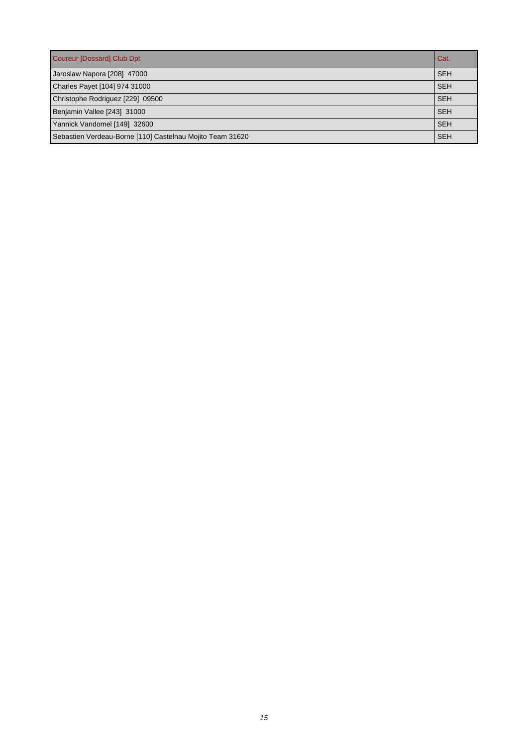| Coureur [Dossard] Club Dpt | Cat. |
| --- | --- |
| Jaroslaw Napora [208]  47000 | SEH |
| Charles Payet [104] 974 31000 | SEH |
| Christophe Rodriguez [229]  09500 | SEH |
| Benjamin Vallee [243]  31000 | SEH |
| Yannick Vandomel [149]  32600 | SEH |
| Sebastien Verdeau-Borne [110] Castelnau Mojito Team 31620 | SEH |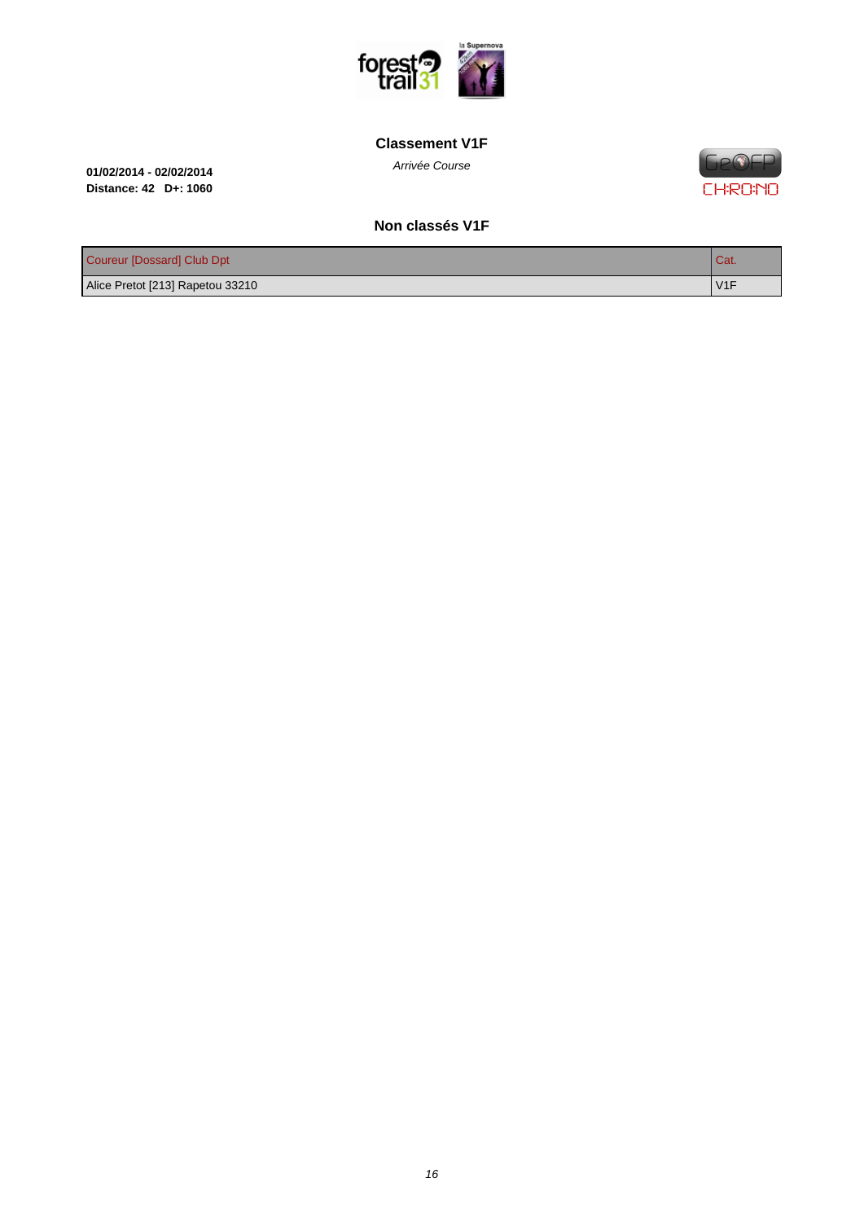## Classement V1F

*Arrivée Course*

**01/02/2014 - 02/02/2014**
**Distance: 42 D+: 1060**

### Non classés V1F

| Coureur [Dossard] Club Dpt | Cat. |
|---|---|
| Alice Pretot [213] Rapetou 33210 | V1F |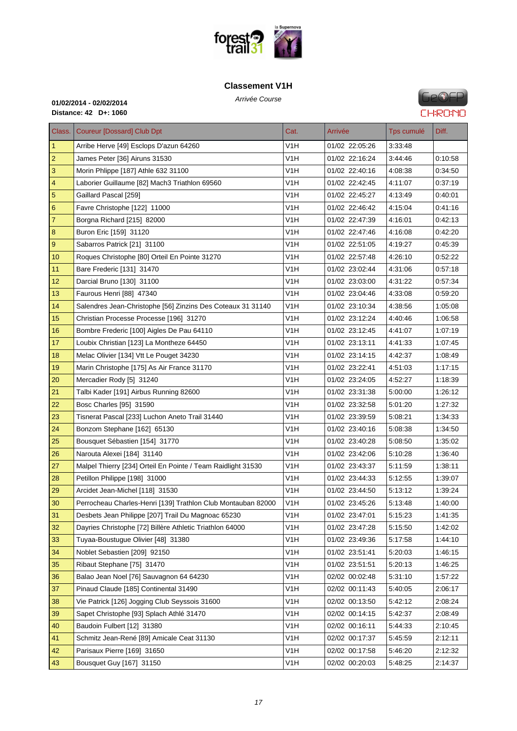## Classement V1H

*Arrivée Course*

**01/02/2014 - 02/02/2014**
**Distance: 42 D+: 1060**

| Class. | Coureur [Dossard] Club Dpt | Cat. | Arrivée | Tps cumulé | Diff. |
|---|---|---|---|---|---|
| 1 | Arribe Herve [49] Esclops D'azun 64260 | V1H | 01/02 22:05:26 | 3:33:48 | |
| 2 | James Peter [36] Airuns 31530 | V1H | 01/02 22:16:24 | 3:44:46 | 0:10:58 |
| 3 | Morin Phlippe [187] Athle 632 31100 | V1H | 01/02 22:40:16 | 4:08:38 | 0:34:50 |
| 4 | Laborier Guillaume [82] Mach3 Triathlon 69560 | V1H | 01/02 22:42:45 | 4:11:07 | 0:37:19 |
| 5 | Gaillard Pascal [259] | V1H | 01/02 22:45:27 | 4:13:49 | 0:40:01 |
| 6 | Favre Christophe [122] 11000 | V1H | 01/02 22:46:42 | 4:15:04 | 0:41:16 |
| 7 | Borgna Richard [215] 82000 | V1H | 01/02 22:47:39 | 4:16:01 | 0:42:13 |
| 8 | Buron Eric [159] 31120 | V1H | 01/02 22:47:46 | 4:16:08 | 0:42:20 |
| 9 | Sabarros Patrick [21] 31100 | V1H | 01/02 22:51:05 | 4:19:27 | 0:45:39 |
| 10 | Roques Christophe [80] Orteil En Pointe 31270 | V1H | 01/02 22:57:48 | 4:26:10 | 0:52:22 |
| 11 | Bare Frederic [131] 31470 | V1H | 01/02 23:02:44 | 4:31:06 | 0:57:18 |
| 12 | Darcial Bruno [130] 31100 | V1H | 01/02 23:03:00 | 4:31:22 | 0:57:34 |
| 13 | Faurous Henri [88] 47340 | V1H | 01/02 23:04:46 | 4:33:08 | 0:59:20 |
| 14 | Salendres Jean-Christophe [56] Zinzins Des Coteaux 31 31140 | V1H | 01/02 23:10:34 | 4:38:56 | 1:05:08 |
| 15 | Christian Processe Processe [196] 31270 | V1H | 01/02 23:12:24 | 4:40:46 | 1:06:58 |
| 16 | Bombre Frederic [100] Aigles De Pau 64110 | V1H | 01/02 23:12:45 | 4:41:07 | 1:07:19 |
| 17 | Loubix Christian [123] La Montheze 64450 | V1H | 01/02 23:13:11 | 4:41:33 | 1:07:45 |
| 18 | Melac Olivier [134] Vtt Le Pouget 34230 | V1H | 01/02 23:14:15 | 4:42:37 | 1:08:49 |
| 19 | Marin Christophe [175] As Air France 31170 | V1H | 01/02 23:22:41 | 4:51:03 | 1:17:15 |
| 20 | Mercadier Rody [5] 31240 | V1H | 01/02 23:24:05 | 4:52:27 | 1:18:39 |
| 21 | Talbi Kader [191] Airbus Running 82600 | V1H | 01/02 23:31:38 | 5:00:00 | 1:26:12 |
| 22 | Bosc Charles [95] 31590 | V1H | 01/02 23:32:58 | 5:01:20 | 1:27:32 |
| 23 | Tisnerat Pascal [233] Luchon Aneto Trail 31440 | V1H | 01/02 23:39:59 | 5:08:21 | 1:34:33 |
| 24 | Bonzom Stephane [162] 65130 | V1H | 01/02 23:40:16 | 5:08:38 | 1:34:50 |
| 25 | Bousquet Sébastien [154] 31770 | V1H | 01/02 23:40:28 | 5:08:50 | 1:35:02 |
| 26 | Narouta Alexei [184] 31140 | V1H | 01/02 23:42:06 | 5:10:28 | 1:36:40 |
| 27 | Malpel Thierry [234] Orteil En Pointe / Team Raidlight 31530 | V1H | 01/02 23:43:37 | 5:11:59 | 1:38:11 |
| 28 | Petillon Philippe [198] 31000 | V1H | 01/02 23:44:33 | 5:12:55 | 1:39:07 |
| 29 | Arcidet Jean-Michel [118] 31530 | V1H | 01/02 23:44:50 | 5:13:12 | 1:39:24 |
| 30 | Perrocheau Charles-Henri [139] Trathlon Club Montauban 82000 | V1H | 01/02 23:45:26 | 5:13:48 | 1:40:00 |
| 31 | Desbets Jean Philippe [207] Trail Du Magnoac 65230 | V1H | 01/02 23:47:01 | 5:15:23 | 1:41:35 |
| 32 | Dayries Christophe [72] Billère Athletic Triathlon 64000 | V1H | 01/02 23:47:28 | 5:15:50 | 1:42:02 |
| 33 | Tuyaa-Boustugue Olivier [48] 31380 | V1H | 01/02 23:49:36 | 5:17:58 | 1:44:10 |
| 34 | Noblet Sebastien [209] 92150 | V1H | 01/02 23:51:41 | 5:20:03 | 1:46:15 |
| 35 | Ribaut Stephane [75] 31470 | V1H | 01/02 23:51:51 | 5:20:13 | 1:46:25 |
| 36 | Balao Jean Noel [76] Sauvagnon 64 64230 | V1H | 02/02 00:02:48 | 5:31:10 | 1:57:22 |
| 37 | Pinaud Claude [185] Continental 31490 | V1H | 02/02 00:11:43 | 5:40:05 | 2:06:17 |
| 38 | Vie Patrick [126] Jogging Club Seyssois 31600 | V1H | 02/02 00:13:50 | 5:42:12 | 2:08:24 |
| 39 | Sapet Christophe [93] Splach Athlé 31470 | V1H | 02/02 00:14:15 | 5:42:37 | 2:08:49 |
| 40 | Baudoin Fulbert [12] 31380 | V1H | 02/02 00:16:11 | 5:44:33 | 2:10:45 |
| 41 | Schmitz Jean-René [89] Amicale Ceat 31130 | V1H | 02/02 00:17:37 | 5:45:59 | 2:12:11 |
| 42 | Parisaux Pierre [169] 31650 | V1H | 02/02 00:17:58 | 5:46:20 | 2:12:32 |
| 43 | Bousquet Guy [167] 31150 | V1H | 02/02 00:20:03 | 5:48:25 | 2:14:37 |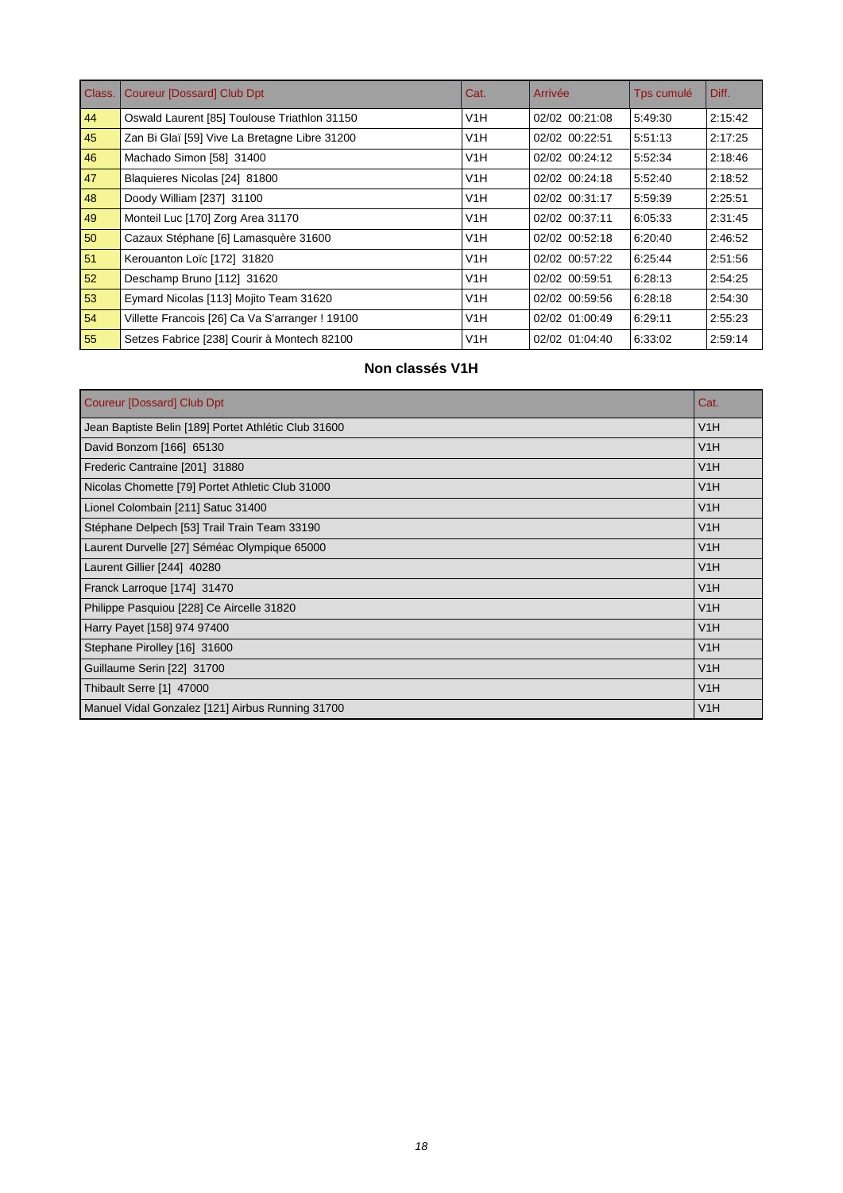| Class. | Coureur [Dossard] Club Dpt | Cat. | Arrivée | Tps cumulé | Diff. |
|---|---|---|---|---|---|
| 44 | Oswald Laurent [85] Toulouse Triathlon 31150 | V1H | 02/02 00:21:08 | 5:49:30 | 2:15:42 |
| 45 | Zan Bi Glaï [59] Vive La Bretagne Libre 31200 | V1H | 02/02 00:22:51 | 5:51:13 | 2:17:25 |
| 46 | Machado Simon [58] 31400 | V1H | 02/02 00:24:12 | 5:52:34 | 2:18:46 |
| 47 | Blaquieres Nicolas [24] 81800 | V1H | 02/02 00:24:18 | 5:52:40 | 2:18:52 |
| 48 | Doody William [237] 31100 | V1H | 02/02 00:31:17 | 5:59:39 | 2:25:51 |
| 49 | Monteil Luc [170] Zorg Area 31170 | V1H | 02/02 00:37:11 | 6:05:33 | 2:31:45 |
| 50 | Cazaux Stéphane [6] Lamasquère 31600 | V1H | 02/02 00:52:18 | 6:20:40 | 2:46:52 |
| 51 | Kerouanton Loïc [172] 31820 | V1H | 02/02 00:57:22 | 6:25:44 | 2:51:56 |
| 52 | Deschamp Bruno [112] 31620 | V1H | 02/02 00:59:51 | 6:28:13 | 2:54:25 |
| 53 | Eymard Nicolas [113] Mojito Team 31620 | V1H | 02/02 00:59:56 | 6:28:18 | 2:54:30 |
| 54 | Villette Francois [26] Ca Va S'arranger ! 19100 | V1H | 02/02 01:00:49 | 6:29:11 | 2:55:23 |
| 55 | Setzes Fabrice [238] Courir à Montech 82100 | V1H | 02/02 01:04:40 | 6:33:02 | 2:59:14 |

### Non classés V1H

| Coureur [Dossard] Club Dpt | Cat. |
|---|---|
| Jean Baptiste Belin [189] Portet Athlétic Club 31600 | V1H |
| David Bonzom [166] 65130 | V1H |
| Frederic Cantraine [201] 31880 | V1H |
| Nicolas Chomette [79] Portet Athletic Club 31000 | V1H |
| Lionel Colombain [211] Satuc 31400 | V1H |
| Stéphane Delpech [53] Trail Train Team 33190 | V1H |
| Laurent Durvelle [27] Séméac Olympique 65000 | V1H |
| Laurent Gillier [244] 40280 | V1H |
| Franck Larroque [174] 31470 | V1H |
| Philippe Pasquiou [228] Ce Aircelle 31820 | V1H |
| Harry Payet [158] 974 97400 | V1H |
| Stephane Pirolley [16] 31600 | V1H |
| Guillaume Serin [22] 31700 | V1H |
| Thibault Serre [1] 47000 | V1H |
| Manuel Vidal Gonzalez [121] Airbus Running 31700 | V1H |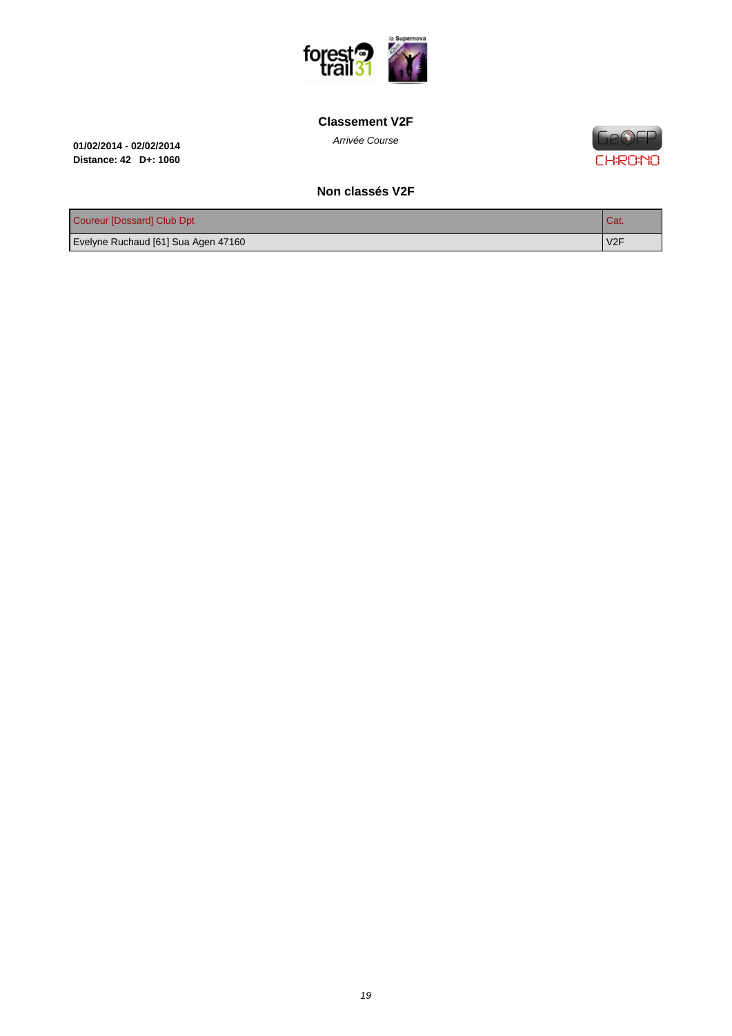## Classement V2F

*Arrivée Course*

**01/02/2014 - 02/02/2014**
**Distance: 42 D+: 1060**

### Non classés V2F

| Coureur [Dossard] Club Dpt | Cat. |
|---|---|
| Evelyne Ruchaud [61] Sua Agen 47160 | V2F |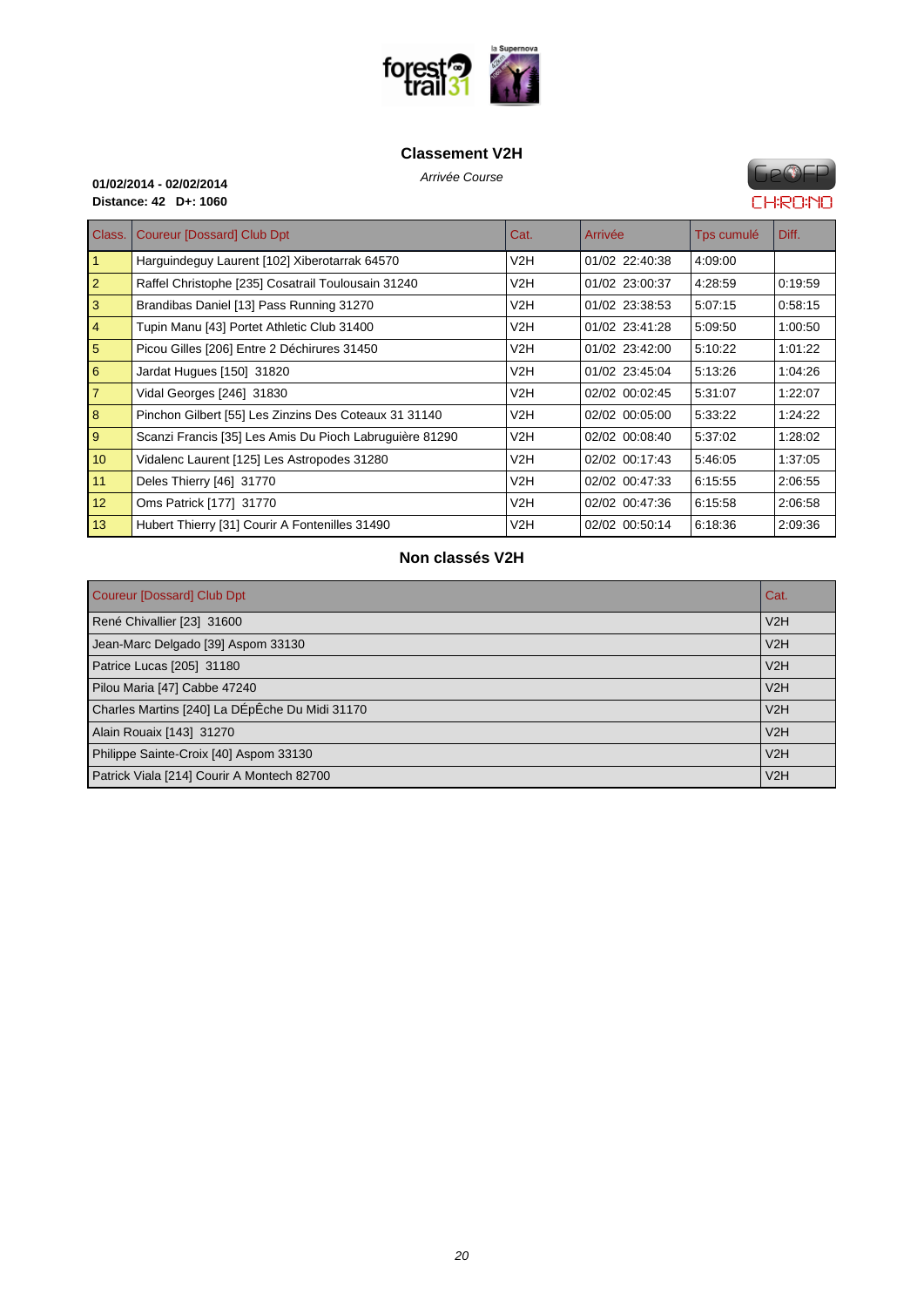## Classement V2H

*Arrivée Course*

**01/02/2014 - 02/02/2014**
**Distance: 42 D+: 1060**

| Class. | Coureur [Dossard] Club Dpt | Cat. | Arrivée | Tps cumulé | Diff. |
|---|---|---|---|---|---|
| 1 | Harguindeguy Laurent [102] Xiberotarrak 64570 | V2H | 01/02 22:40:38 | 4:09:00 | |
| 2 | Raffel Christophe [235] Cosatrail Toulousain 31240 | V2H | 01/02 23:00:37 | 4:28:59 | 0:19:59 |
| 3 | Brandibas Daniel [13] Pass Running 31270 | V2H | 01/02 23:38:53 | 5:07:15 | 0:58:15 |
| 4 | Tupin Manu [43] Portet Athletic Club 31400 | V2H | 01/02 23:41:28 | 5:09:50 | 1:00:50 |
| 5 | Picou Gilles [206] Entre 2 Déchirures 31450 | V2H | 01/02 23:42:00 | 5:10:22 | 1:01:22 |
| 6 | Jardat Hugues [150] 31820 | V2H | 01/02 23:45:04 | 5:13:26 | 1:04:26 |
| 7 | Vidal Georges [246] 31830 | V2H | 02/02 00:02:45 | 5:31:07 | 1:22:07 |
| 8 | Pinchon Gilbert [55] Les Zinzins Des Coteaux 31 31140 | V2H | 02/02 00:05:00 | 5:33:22 | 1:24:22 |
| 9 | Scanzi Francis [35] Les Amis Du Pioch Labruguière 81290 | V2H | 02/02 00:08:40 | 5:37:02 | 1:28:02 |
| 10 | Vidalenc Laurent [125] Les Astropodes 31280 | V2H | 02/02 00:17:43 | 5:46:05 | 1:37:05 |
| 11 | Deles Thierry [46] 31770 | V2H | 02/02 00:47:33 | 6:15:55 | 2:06:55 |
| 12 | Oms Patrick [177] 31770 | V2H | 02/02 00:47:36 | 6:15:58 | 2:06:58 |
| 13 | Hubert Thierry [31] Courir A Fontenilles 31490 | V2H | 02/02 00:50:14 | 6:18:36 | 2:09:36 |

## Non classés V2H

| Coureur [Dossard] Club Dpt | Cat. |
|---|---|
| René Chivallier [23] 31600 | V2H |
| Jean-Marc Delgado [39] Aspom 33130 | V2H |
| Patrice Lucas [205] 31180 | V2H |
| Pilou Maria [47] Cabbe 47240 | V2H |
| Charles Martins [240] La DÉpÊche Du Midi 31170 | V2H |
| Alain Rouaix [143] 31270 | V2H |
| Philippe Sainte-Croix [40] Aspom 33130 | V2H |
| Patrick Viala [214] Courir A Montech 82700 | V2H |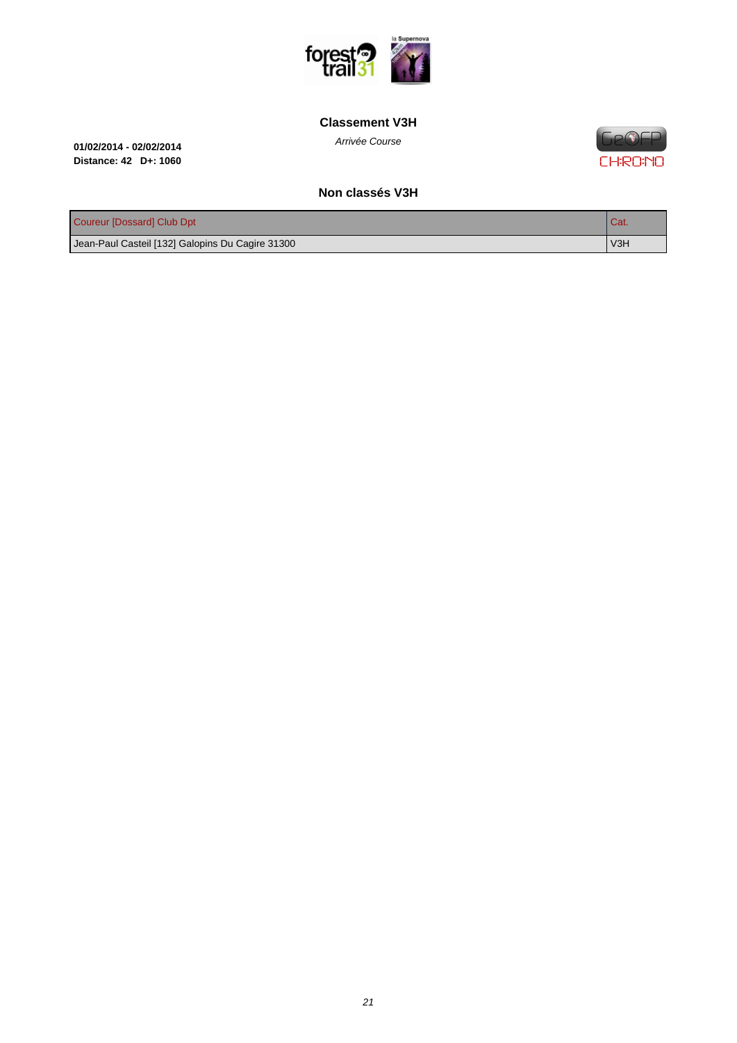## Classement V3H

*Arrivée Course*

**01/02/2014 - 02/02/2014**
**Distance: 42 D+: 1060**

### Non classés V3H

| Coureur [Dossard] Club Dpt | Cat. |
|---|---|
| Jean-Paul Casteil [132] Galopins Du Cagire 31300 | V3H |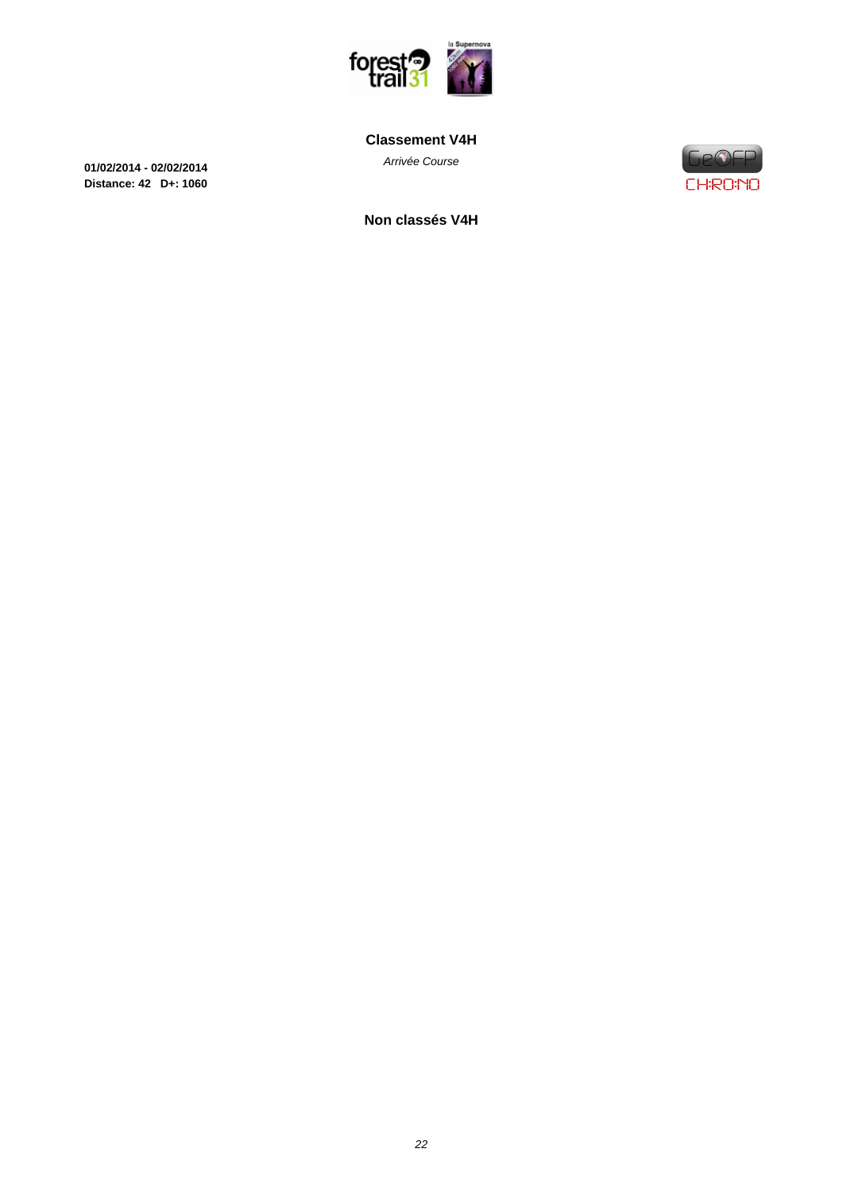## Classement V4H

*Arrivée Course*

**01/02/2014 - 02/02/2014**
**Distance: 42 D+: 1060**

### Non classés V4H